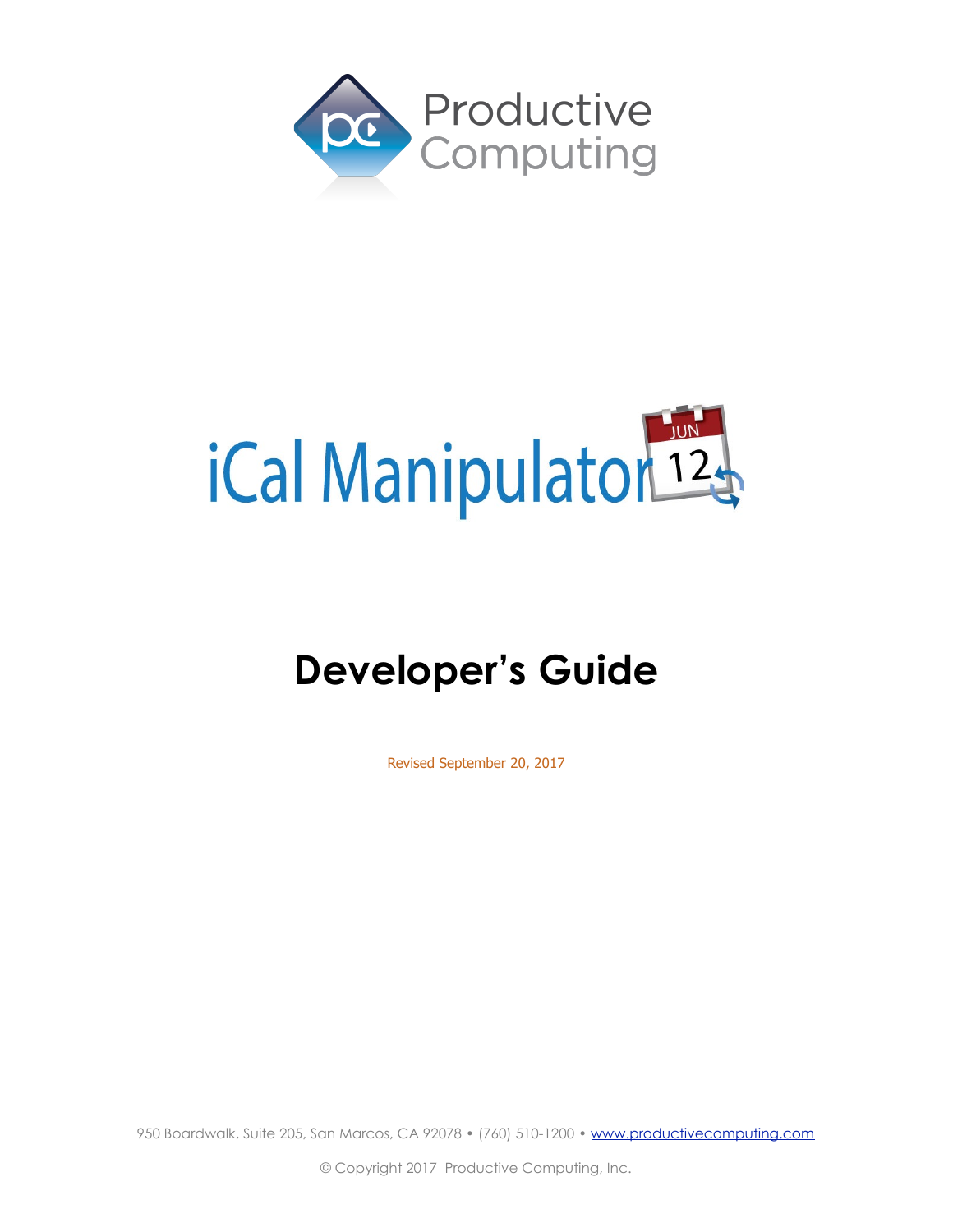Productive Computing

# iCal Manipulator

## Developer's Guide

Revised September 20, 2017

950 Boardwalk, Suite 205, San Marcos, CA 92078 • (760) 510-1200 • www.productivecomputing.com

© Copyright 2017 Productive Computing, Inc.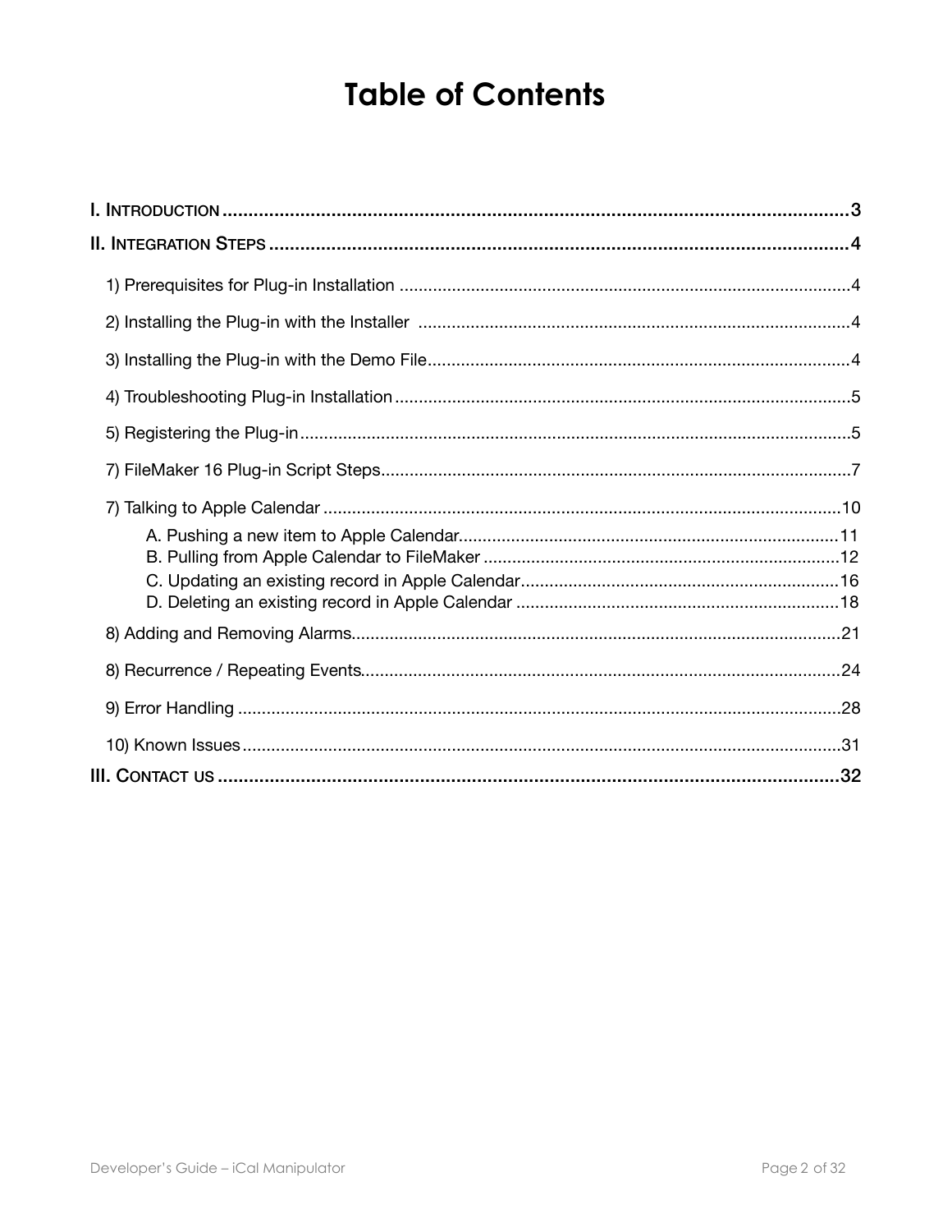# Table of Contents

I. INTRODUCTION .......................................................... 3

II. INTEGRATION STEPS .......................................................... 4

1) Prerequisites for Plug-in Installation .......................................................... 4

2) Installing the Plug-in with the Installer .......................................................... 4

3) Installing the Plug-in with the Demo File .......................................................... 4

4) Troubleshooting Plug-in Installation .......................................................... 5

5) Registering the Plug-in .......................................................... 5

7) FileMaker 16 Plug-in Script Steps .......................................................... 7

7) Talking to Apple Calendar .......................................................... 10

A. Pushing a new item to Apple Calendar .......................................................... 11
B. Pulling from Apple Calendar to FileMaker .......................................................... 12
C. Updating an existing record in Apple Calendar .......................................................... 16
D. Deleting an existing record in Apple Calendar .......................................................... 18

8) Adding and Removing Alarms .......................................................... 21

8) Recurrence / Repeating Events .......................................................... 24

9) Error Handling .......................................................... 28

10) Known Issues .......................................................... 31

III. CONTACT US .......................................................... 32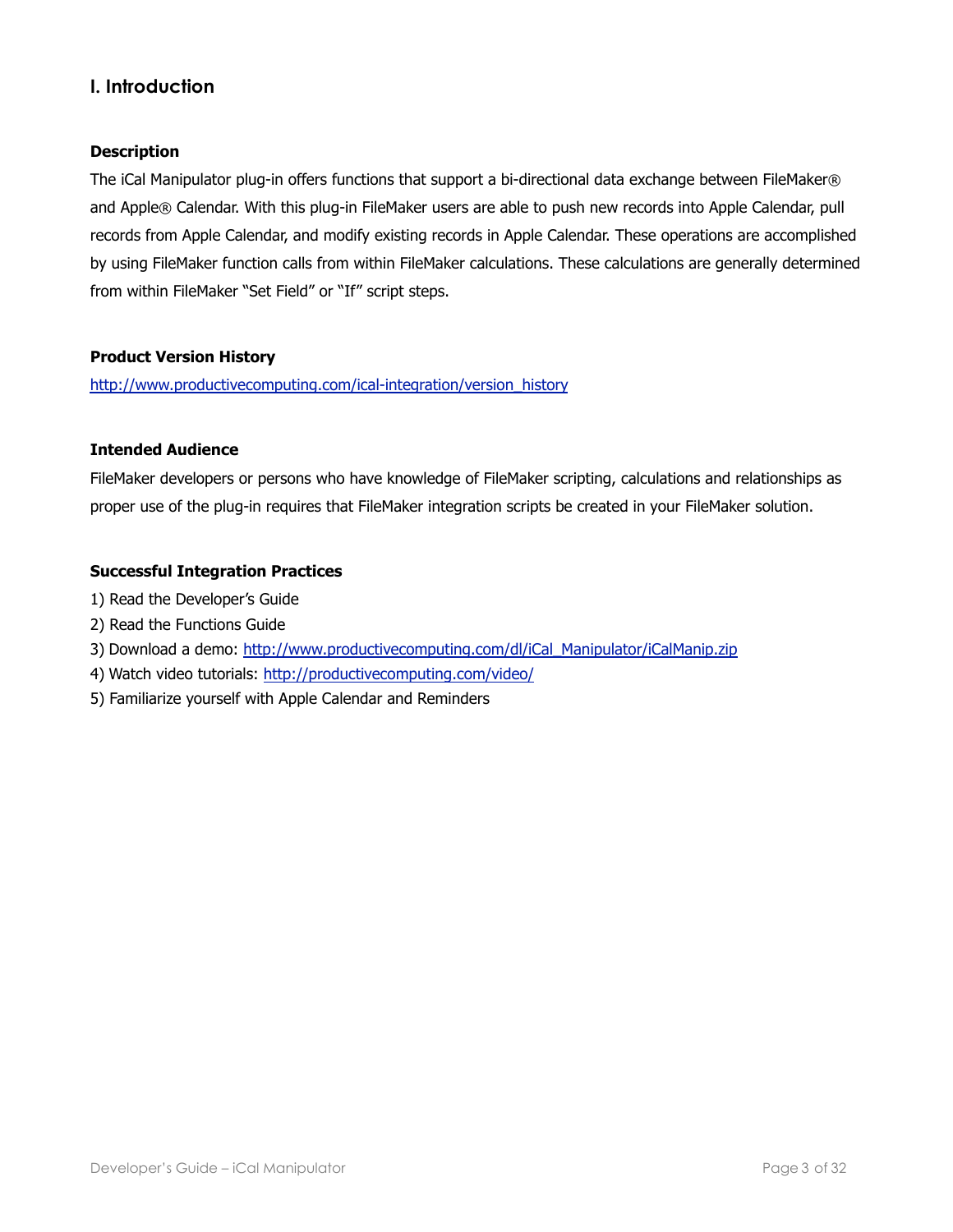# I. Introduction

### Description

The iCal Manipulator plug-in offers functions that support a bi-directional data exchange between FileMaker® and Apple® Calendar. With this plug-in FileMaker users are able to push new records into Apple Calendar, pull records from Apple Calendar, and modify existing records in Apple Calendar. These operations are accomplished by using FileMaker function calls from within FileMaker calculations. These calculations are generally determined from within FileMaker "Set Field" or "If" script steps.

### Product Version History

http://www.productivecomputing.com/ical-integration/version_history

### Intended Audience

FileMaker developers or persons who have knowledge of FileMaker scripting, calculations and relationships as proper use of the plug-in requires that FileMaker integration scripts be created in your FileMaker solution.

### Successful Integration Practices

1) Read the Developer's Guide
2) Read the Functions Guide
3) Download a demo: http://www.productivecomputing.com/dl/iCal_Manipulator/iCalManip.zip
4) Watch video tutorials: http://productivecomputing.com/video/
5) Familiarize yourself with Apple Calendar and Reminders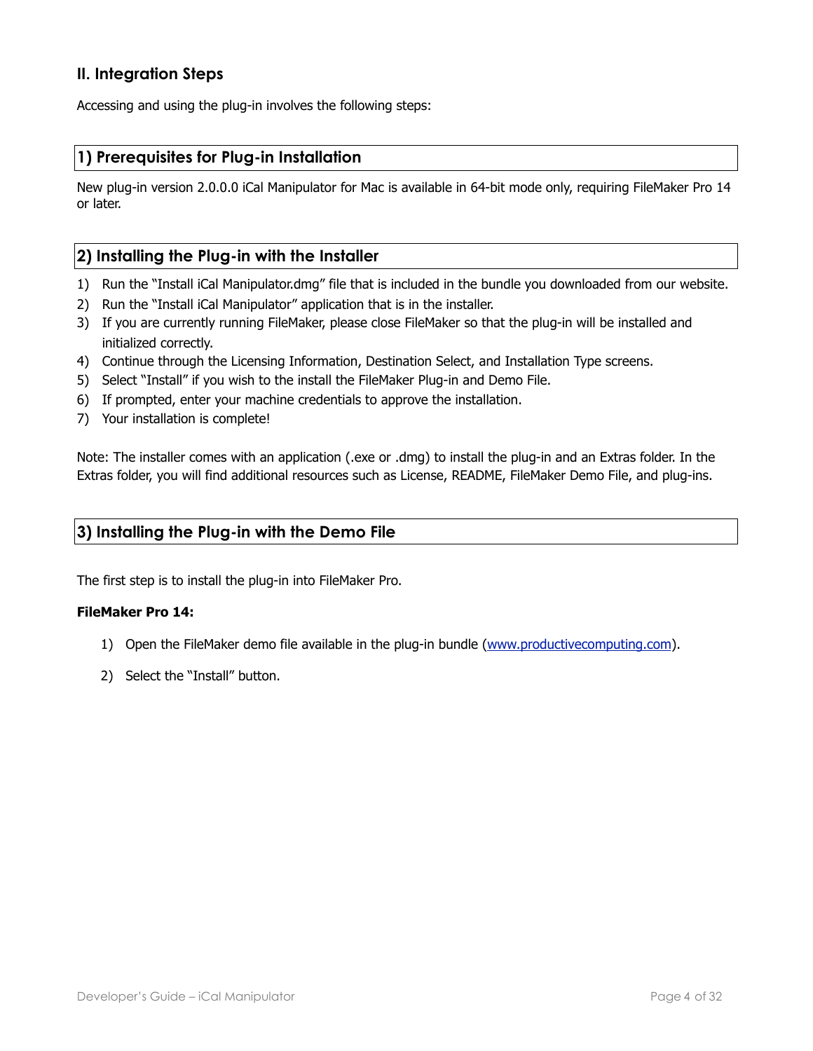## II. Integration Steps

Accessing and using the plug-in involves the following steps:

### 1) Prerequisites for Plug-in Installation

New plug-in version 2.0.0.0 iCal Manipulator for Mac is available in 64-bit mode only, requiring FileMaker Pro 14 or later.

### 2) Installing the Plug-in with the Installer

1) Run the "Install iCal Manipulator.dmg" file that is included in the bundle you downloaded from our website.
2) Run the "Install iCal Manipulator" application that is in the installer.
3) If you are currently running FileMaker, please close FileMaker so that the plug-in will be installed and initialized correctly.
4) Continue through the Licensing Information, Destination Select, and Installation Type screens.
5) Select "Install" if you wish to the install the FileMaker Plug-in and Demo File.
6) If prompted, enter your machine credentials to approve the installation.
7) Your installation is complete!

Note: The installer comes with an application (.exe or .dmg) to install the plug-in and an Extras folder. In the Extras folder, you will find additional resources such as License, README, FileMaker Demo File, and plug-ins.

### 3) Installing the Plug-in with the Demo File

The first step is to install the plug-in into FileMaker Pro.

**FileMaker Pro 14:**

1) Open the FileMaker demo file available in the plug-in bundle (www.productivecomputing.com).
2) Select the "Install" button.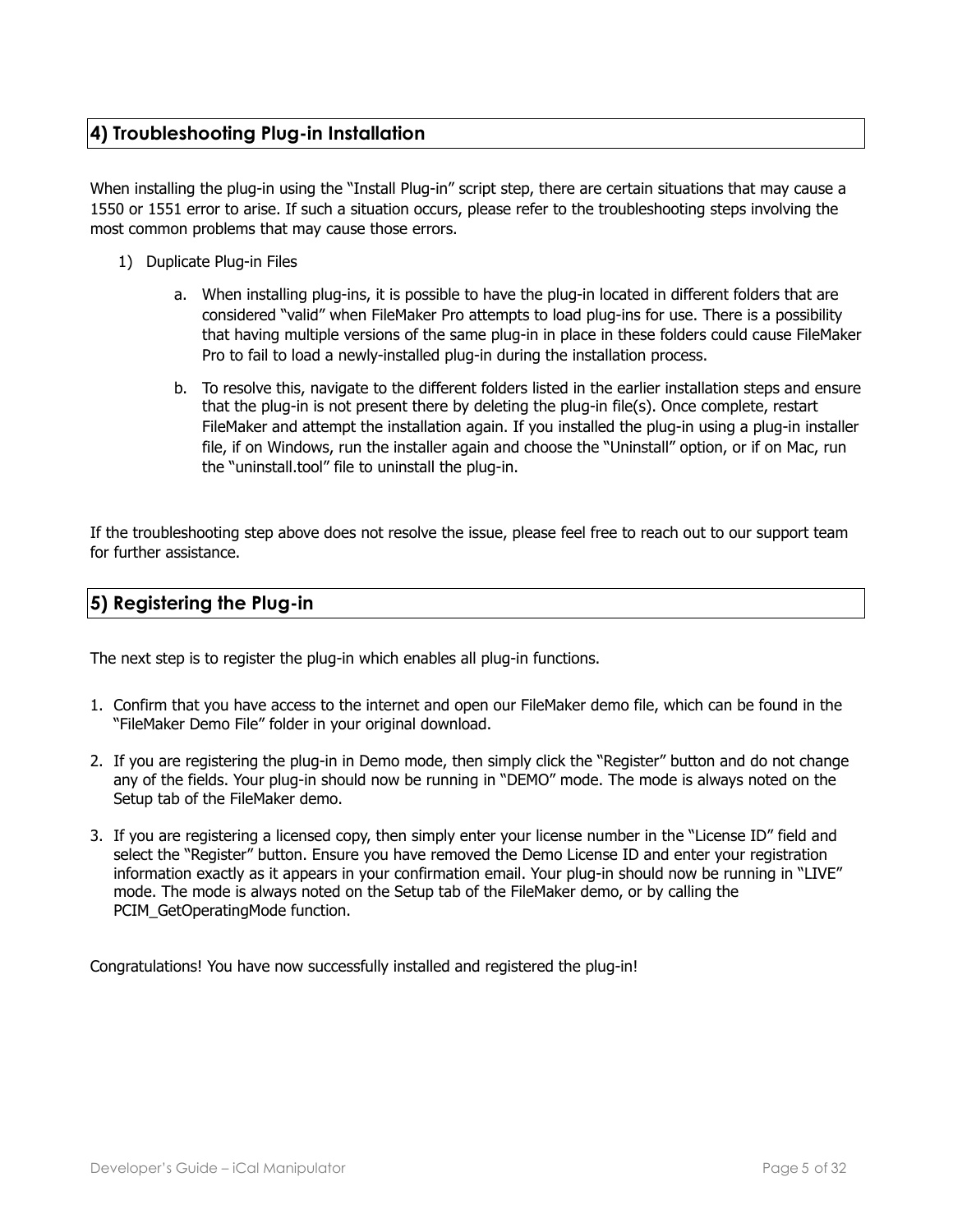## 4) Troubleshooting Plug-in Installation

When installing the plug-in using the "Install Plug-in" script step, there are certain situations that may cause a 1550 or 1551 error to arise. If such a situation occurs, please refer to the troubleshooting steps involving the most common problems that may cause those errors.

1) Duplicate Plug-in Files

    a. When installing plug-ins, it is possible to have the plug-in located in different folders that are considered "valid" when FileMaker Pro attempts to load plug-ins for use. There is a possibility that having multiple versions of the same plug-in in place in these folders could cause FileMaker Pro to fail to load a newly-installed plug-in during the installation process.

    b. To resolve this, navigate to the different folders listed in the earlier installation steps and ensure that the plug-in is not present there by deleting the plug-in file(s). Once complete, restart FileMaker and attempt the installation again. If you installed the plug-in using a plug-in installer file, if on Windows, run the installer again and choose the "Uninstall" option, or if on Mac, run the "uninstall.tool" file to uninstall the plug-in.

If the troubleshooting step above does not resolve the issue, please feel free to reach out to our support team for further assistance.

## 5) Registering the Plug-in

The next step is to register the plug-in which enables all plug-in functions.

1. Confirm that you have access to the internet and open our FileMaker demo file, which can be found in the "FileMaker Demo File" folder in your original download.

2. If you are registering the plug-in in Demo mode, then simply click the "Register" button and do not change any of the fields. Your plug-in should now be running in "DEMO" mode. The mode is always noted on the Setup tab of the FileMaker demo.

3. If you are registering a licensed copy, then simply enter your license number in the "License ID" field and select the "Register" button. Ensure you have removed the Demo License ID and enter your registration information exactly as it appears in your confirmation email. Your plug-in should now be running in "LIVE" mode. The mode is always noted on the Setup tab of the FileMaker demo, or by calling the PCIM_GetOperatingMode function.

Congratulations! You have now successfully installed and registered the plug-in!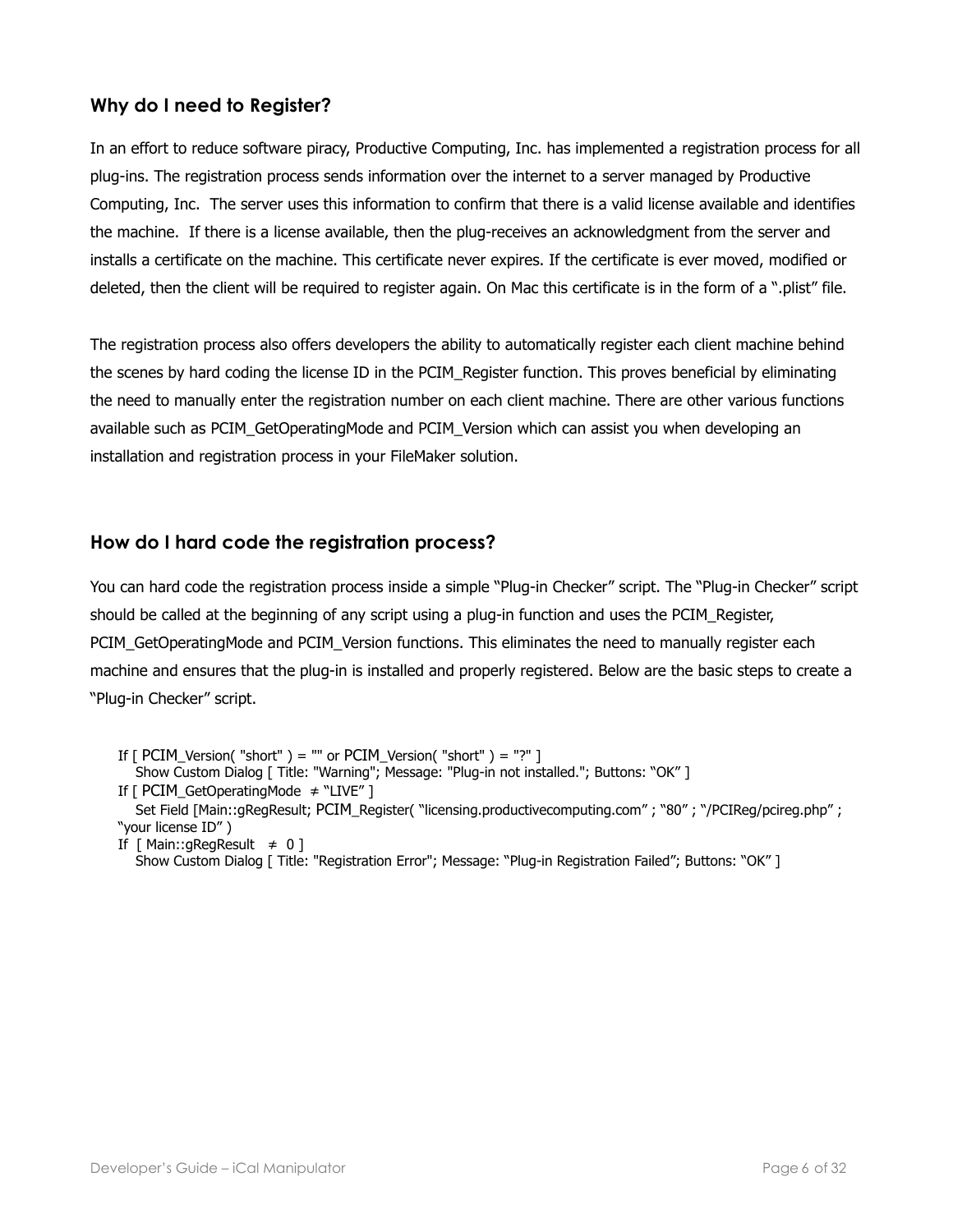### Why do I need to Register?

In an effort to reduce software piracy, Productive Computing, Inc. has implemented a registration process for all plug-ins. The registration process sends information over the internet to a server managed by Productive Computing, Inc.  The server uses this information to confirm that there is a valid license available and identifies the machine.  If there is a license available, then the plug-receives an acknowledgment from the server and installs a certificate on the machine. This certificate never expires. If the certificate is ever moved, modified or deleted, then the client will be required to register again. On Mac this certificate is in the form of a ".plist" file.

The registration process also offers developers the ability to automatically register each client machine behind the scenes by hard coding the license ID in the PCIM_Register function. This proves beneficial by eliminating the need to manually enter the registration number on each client machine. There are other various functions available such as PCIM_GetOperatingMode and PCIM_Version which can assist you when developing an installation and registration process in your FileMaker solution.

### How do I hard code the registration process?

You can hard code the registration process inside a simple "Plug-in Checker" script. The "Plug-in Checker" script should be called at the beginning of any script using a plug-in function and uses the PCIM_Register, PCIM_GetOperatingMode and PCIM_Version functions. This eliminates the need to manually register each machine and ensures that the plug-in is installed and properly registered. Below are the basic steps to create a "Plug-in Checker" script.

```
If [ PCIM_Version( "short" ) = "" or PCIM_Version( "short" ) = "?" ]
   Show Custom Dialog [ Title: "Warning"; Message: "Plug-in not installed."; Buttons: "OK" ]
If [ PCIM_GetOperatingMode  ≠ "LIVE" ]
   Set Field [Main::gRegResult; PCIM_Register( "licensing.productivecomputing.com" ; "80" ; "/PCIReg/pcireg.php" ;
"your license ID" )
If  [ Main::gRegResult   ≠  0 ]
   Show Custom Dialog [ Title: "Registration Error"; Message: "Plug-in Registration Failed"; Buttons: "OK" ]
```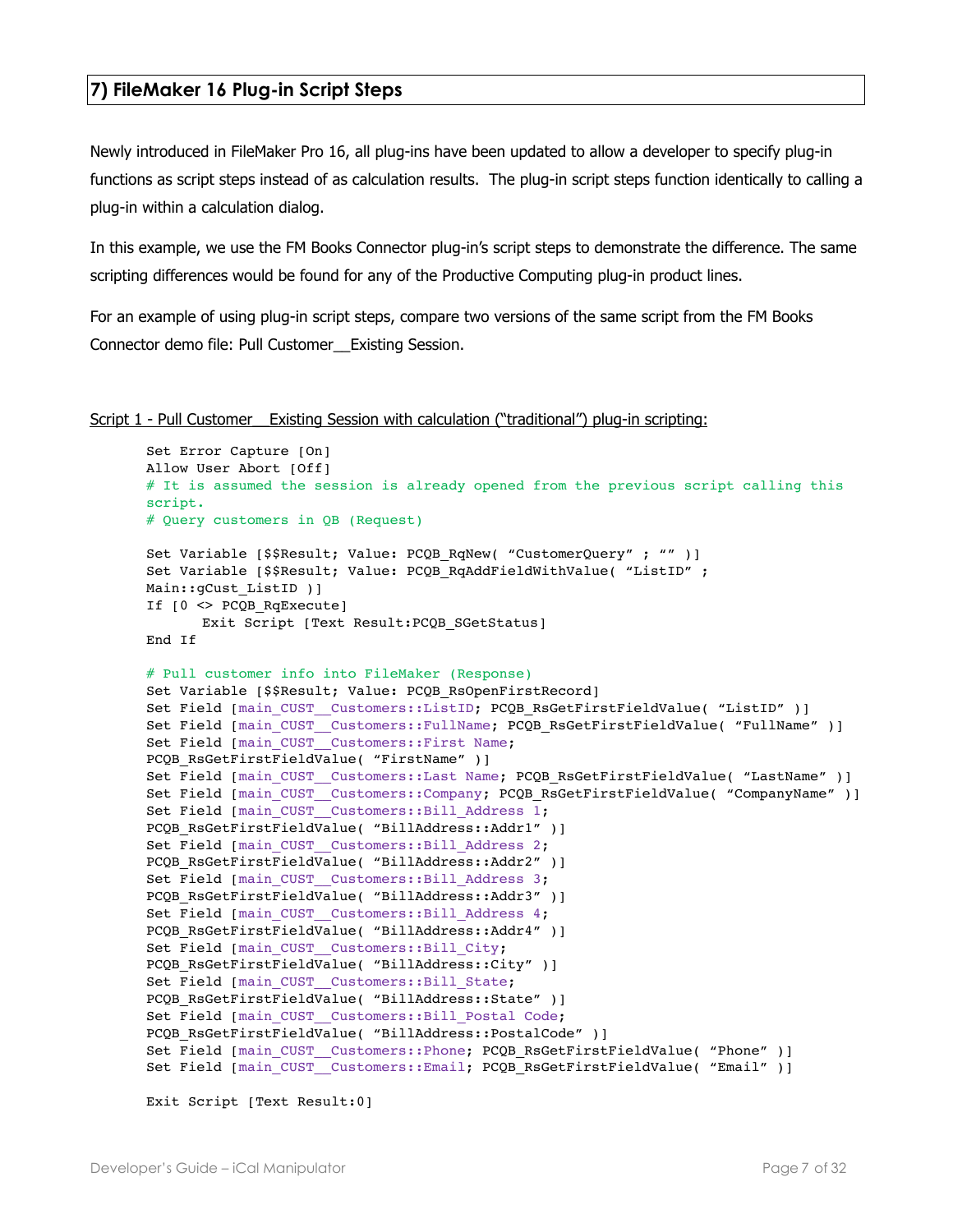## 7) FileMaker 16 Plug-in Script Steps

Newly introduced in FileMaker Pro 16, all plug-ins have been updated to allow a developer to specify plug-in functions as script steps instead of as calculation results. The plug-in script steps function identically to calling a plug-in within a calculation dialog.

In this example, we use the FM Books Connector plug-in's script steps to demonstrate the difference. The same scripting differences would be found for any of the Productive Computing plug-in product lines.

For an example of using plug-in script steps, compare two versions of the same script from the FM Books Connector demo file: Pull Customer__Existing Session.

Script 1 - Pull Customer__Existing Session with calculation ("traditional") plug-in scripting:

```
Set Error Capture [On]
Allow User Abort [Off]
# It is assumed the session is already opened from the previous script calling this script.
# Query customers in QB (Request)

Set Variable [$$Result; Value: PCQB_RqNew( “CustomerQuery” ; “” )]
Set Variable [$$Result; Value: PCQB_RqAddFieldWithValue( “ListID” ; Main::gCust_ListID )]
If [0 <> PCQB_RqExecute]
      Exit Script [Text Result:PCQB_SGetStatus]
End If

# Pull customer info into FileMaker (Response)
Set Variable [$$Result; Value: PCQB_RsOpenFirstRecord]
Set Field [main_CUST__Customers::ListID; PCQB_RsGetFirstFieldValue( “ListID” )]
Set Field [main_CUST__Customers::FullName; PCQB_RsGetFirstFieldValue( “FullName” )]
Set Field [main_CUST__Customers::First Name; PCQB_RsGetFirstFieldValue( “FirstName” )]
Set Field [main_CUST__Customers::Last Name; PCQB_RsGetFirstFieldValue( “LastName” )]
Set Field [main_CUST__Customers::Company; PCQB_RsGetFirstFieldValue( “CompanyName” )]
Set Field [main_CUST__Customers::Bill_Address 1; PCQB_RsGetFirstFieldValue( “BillAddress::Addr1” )]
Set Field [main_CUST__Customers::Bill_Address 2; PCQB_RsGetFirstFieldValue( “BillAddress::Addr2” )]
Set Field [main_CUST__Customers::Bill_Address 3; PCQB_RsGetFirstFieldValue( “BillAddress::Addr3” )]
Set Field [main_CUST__Customers::Bill_Address 4; PCQB_RsGetFirstFieldValue( “BillAddress::Addr4” )]
Set Field [main_CUST__Customers::Bill_City; PCQB_RsGetFirstFieldValue( “BillAddress::City” )]
Set Field [main_CUST__Customers::Bill_State; PCQB_RsGetFirstFieldValue( “BillAddress::State” )]
Set Field [main_CUST__Customers::Bill_Postal Code; PCQB_RsGetFirstFieldValue( “BillAddress::PostalCode” )]
Set Field [main_CUST__Customers::Phone; PCQB_RsGetFirstFieldValue( “Phone” )]
Set Field [main_CUST__Customers::Email; PCQB_RsGetFirstFieldValue( “Email” )]

Exit Script [Text Result:0]
```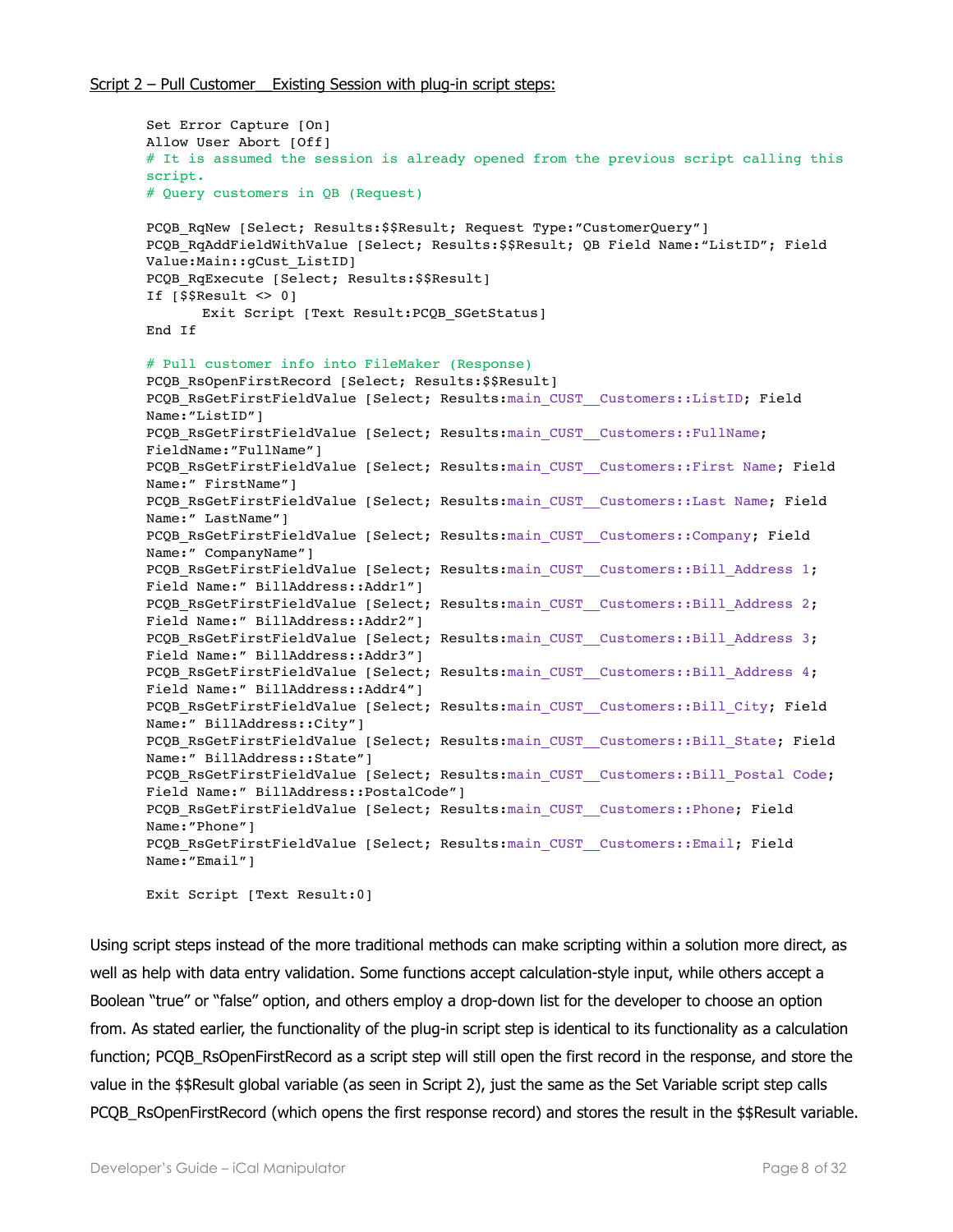<u>Script 2 – Pull Customer__Existing Session with plug-in script steps:</u>

```
Set Error Capture [On]
Allow User Abort [Off]
# It is assumed the session is already opened from the previous script calling this
script.
# Query customers in QB (Request)

PCQB_RqNew [Select; Results:$$Result; Request Type:"CustomerQuery"]
PCQB_RqAddFieldWithValue [Select; Results:$$Result; QB Field Name:"ListID"; Field
Value:Main::gCust_ListID]
PCQB_RqExecute [Select; Results:$$Result]
If [$$Result <> 0]
       Exit Script [Text Result:PCQB_SGetStatus]
End If

# Pull customer info into FileMaker (Response)
PCQB_RsOpenFirstRecord [Select; Results:$$Result]
PCQB_RsGetFirstFieldValue [Select; Results:main_CUST__Customers::ListID; Field
Name:"ListID"]
PCQB_RsGetFirstFieldValue [Select; Results:main_CUST__Customers::FullName;
FieldName:"FullName"]
PCQB_RsGetFirstFieldValue [Select; Results:main_CUST__Customers::First Name; Field
Name:" FirstName"]
PCQB_RsGetFirstFieldValue [Select; Results:main_CUST__Customers::Last Name; Field
Name:" LastName"]
PCQB_RsGetFirstFieldValue [Select; Results:main_CUST__Customers::Company; Field
Name:" CompanyName"]
PCQB_RsGetFirstFieldValue [Select; Results:main_CUST__Customers::Bill_Address 1;
Field Name:" BillAddress::Addr1"]
PCQB_RsGetFirstFieldValue [Select; Results:main_CUST__Customers::Bill_Address 2;
Field Name:" BillAddress::Addr2"]
PCQB_RsGetFirstFieldValue [Select; Results:main_CUST__Customers::Bill_Address 3;
Field Name:" BillAddress::Addr3"]
PCQB_RsGetFirstFieldValue [Select; Results:main_CUST__Customers::Bill_Address 4;
Field Name:" BillAddress::Addr4"]
PCQB_RsGetFirstFieldValue [Select; Results:main_CUST__Customers::Bill_City; Field
Name:" BillAddress::City"]
PCQB_RsGetFirstFieldValue [Select; Results:main_CUST__Customers::Bill_State; Field
Name:" BillAddress::State"]
PCQB_RsGetFirstFieldValue [Select; Results:main_CUST__Customers::Bill_Postal Code;
Field Name:" BillAddress::PostalCode"]
PCQB_RsGetFirstFieldValue [Select; Results:main_CUST__Customers::Phone; Field
Name:"Phone"]
PCQB_RsGetFirstFieldValue [Select; Results:main_CUST__Customers::Email; Field
Name:"Email"]

Exit Script [Text Result:0]
```

Using script steps instead of the more traditional methods can make scripting within a solution more direct, as well as help with data entry validation. Some functions accept calculation-style input, while others accept a Boolean "true" or "false" option, and others employ a drop-down list for the developer to choose an option from. As stated earlier, the functionality of the plug-in script step is identical to its functionality as a calculation function; PCQB_RsOpenFirstRecord as a script step will still open the first record in the response, and store the value in the $$Result global variable (as seen in Script 2), just the same as the Set Variable script step calls PCQB_RsOpenFirstRecord (which opens the first response record) and stores the result in the $$Result variable.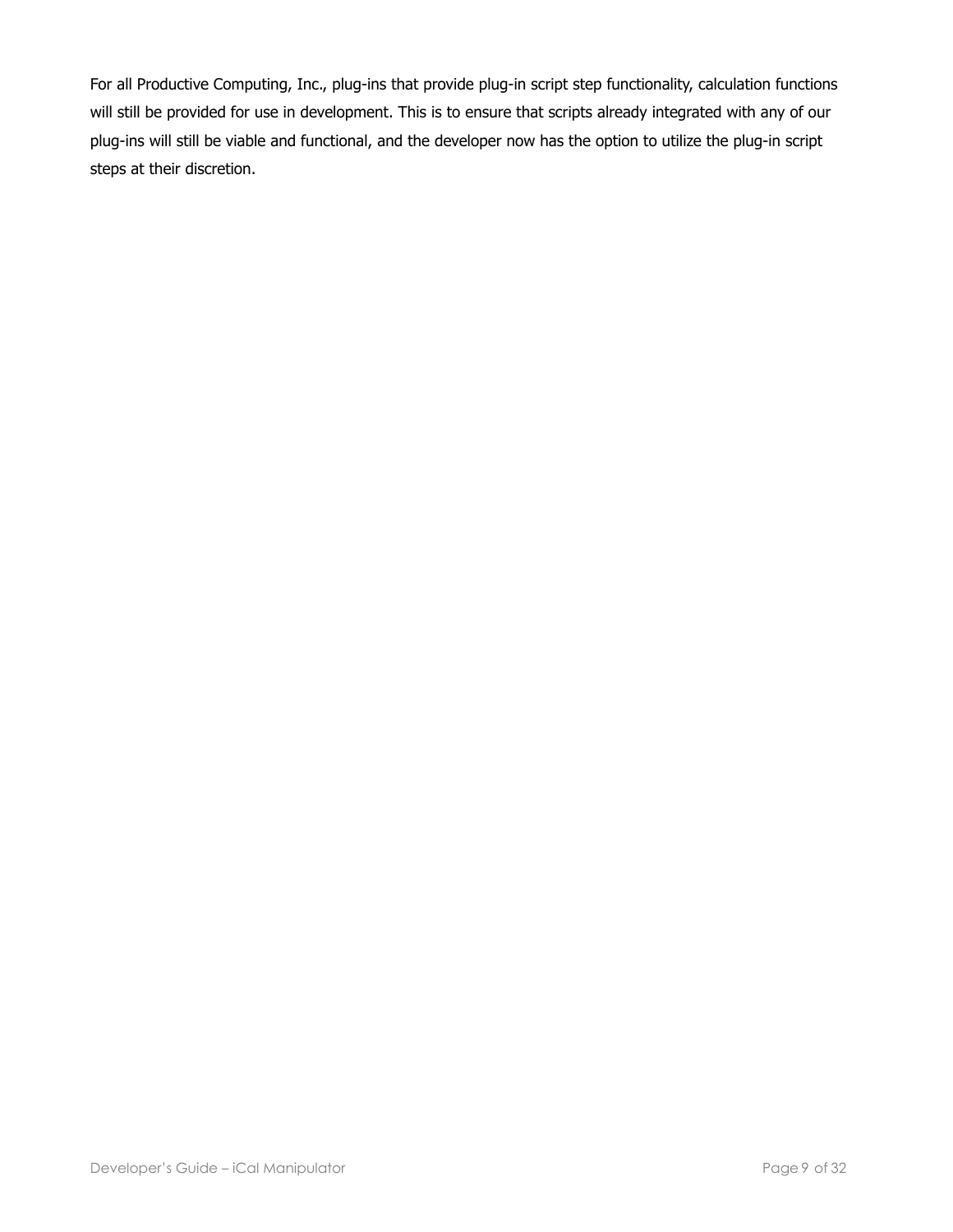For all Productive Computing, Inc., plug-ins that provide plug-in script step functionality, calculation functions will still be provided for use in development. This is to ensure that scripts already integrated with any of our plug-ins will still be viable and functional, and the developer now has the option to utilize the plug-in script steps at their discretion.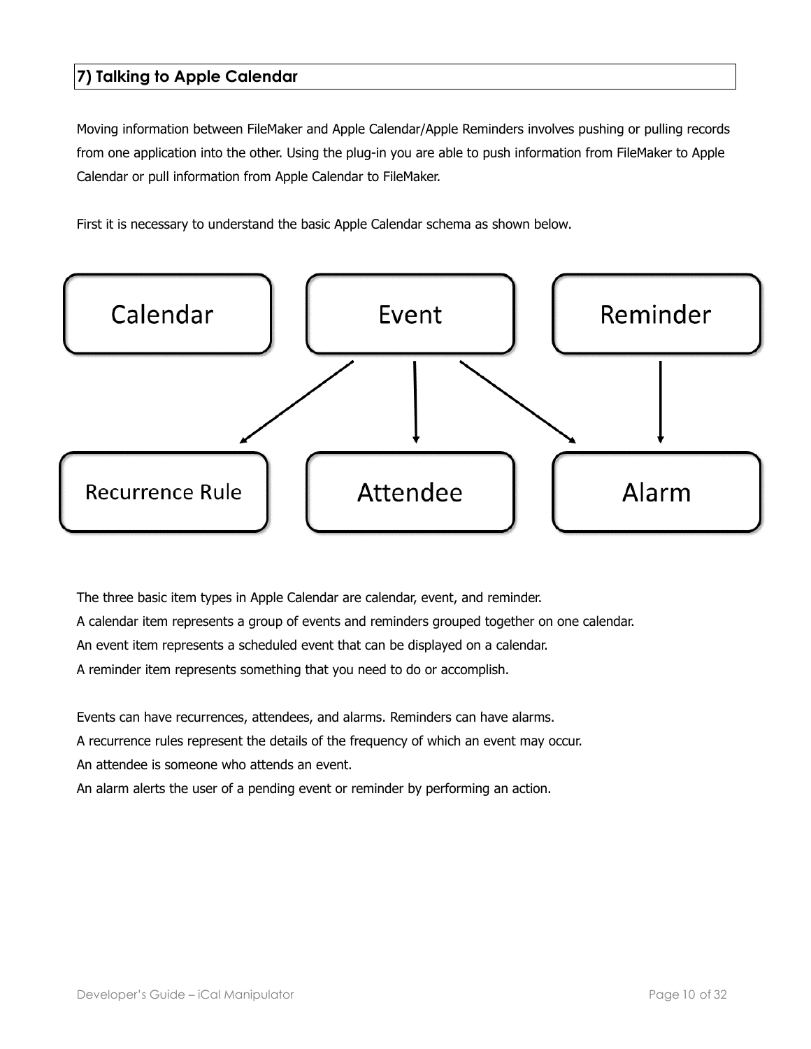## 7) Talking to Apple Calendar

Moving information between FileMaker and Apple Calendar/Apple Reminders involves pushing or pulling records from one application into the other. Using the plug-in you are able to push information from FileMaker to Apple Calendar or pull information from Apple Calendar to FileMaker.

First it is necessary to understand the basic Apple Calendar schema as shown below.

The three basic item types in Apple Calendar are calendar, event, and reminder.
A calendar item represents a group of events and reminders grouped together on one calendar.
An event item represents a scheduled event that can be displayed on a calendar.
A reminder item represents something that you need to do or accomplish.

Events can have recurrences, attendees, and alarms. Reminders can have alarms.
A recurrence rules represent the details of the frequency of which an event may occur.
An attendee is someone who attends an event.
An alarm alerts the user of a pending event or reminder by performing an action.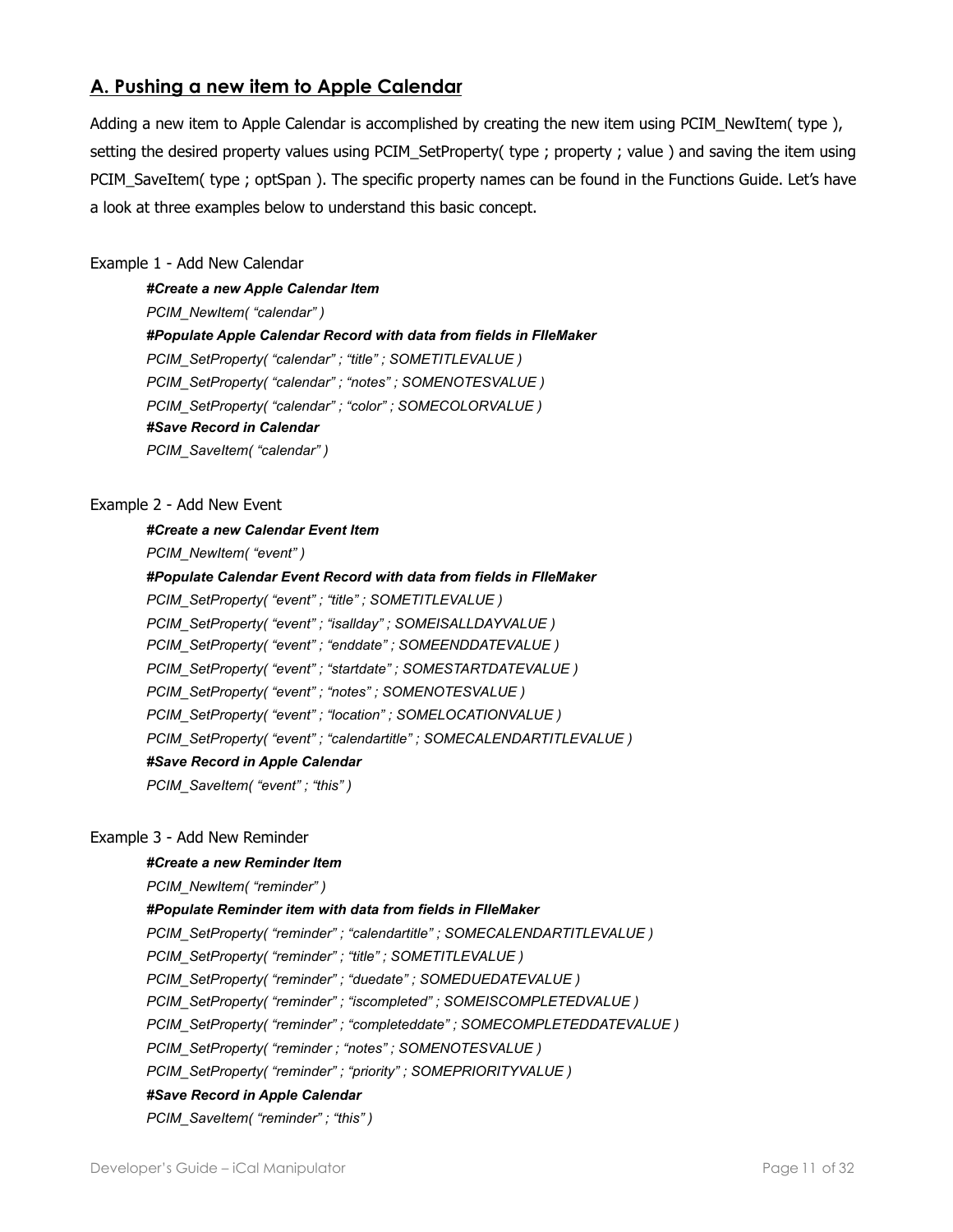## A. Pushing a new item to Apple Calendar

Adding a new item to Apple Calendar is accomplished by creating the new item using PCIM_NewItem( type ), setting the desired property values using PCIM_SetProperty( type ; property ; value ) and saving the item using PCIM_SaveItem( type ; optSpan ). The specific property names can be found in the Functions Guide. Let's have a look at three examples below to understand this basic concept.

Example 1 - Add New Calendar

```
#Create a new Apple Calendar Item
PCIM_NewItem( “calendar” )
#Populate Apple Calendar Record with data from fields in FIleMaker
PCIM_SetProperty( “calendar” ; “title” ; SOMETITLEVALUE )
PCIM_SetProperty( “calendar” ; “notes” ; SOMENOTESVALUE )
PCIM_SetProperty( “calendar” ; “color” ; SOMECOLORVALUE )
#Save Record in Calendar
PCIM_SaveItem( “calendar” )
```

Example 2 - Add New Event

```
#Create a new Calendar Event Item
PCIM_NewItem( “event” )
#Populate Calendar Event Record with data from fields in FIleMaker
PCIM_SetProperty( “event” ; “title” ; SOMETITLEVALUE )
PCIM_SetProperty( “event” ; “isallday” ; SOMEISALLDAYVALUE )
PCIM_SetProperty( “event” ; “enddate” ; SOMEENDDATEVALUE )
PCIM_SetProperty( “event” ; “startdate” ; SOMESTARTDATEVALUE )
PCIM_SetProperty( “event” ; “notes” ; SOMENOTESVALUE )
PCIM_SetProperty( “event” ; “location” ; SOMELOCATIONVALUE )
PCIM_SetProperty( “event” ; “calendartitle” ; SOMECALENDARTITLEVALUE )
#Save Record in Apple Calendar
PCIM_SaveItem( “event” ; “this” )
```

Example 3 - Add New Reminder

```
#Create a new Reminder Item
PCIM_NewItem( “reminder” )
#Populate Reminder item with data from fields in FIleMaker
PCIM_SetProperty( “reminder” ; “calendartitle” ; SOMECALENDARTITLEVALUE )
PCIM_SetProperty( “reminder” ; “title” ; SOMETITLEVALUE )
PCIM_SetProperty( “reminder” ; “duedate” ; SOMEDUEDATEVALUE )
PCIM_SetProperty( “reminder” ; “iscompleted” ; SOMEISCOMPLETEDVALUE )
PCIM_SetProperty( “reminder” ; “completeddate” ; SOMECOMPLETEDDATEVALUE )
PCIM_SetProperty( “reminder ; “notes” ; SOMENOTESVALUE )
PCIM_SetProperty( “reminder” ; “priority” ; SOMEPRIORITYVALUE )
#Save Record in Apple Calendar
PCIM_SaveItem( “reminder” ; “this” )
```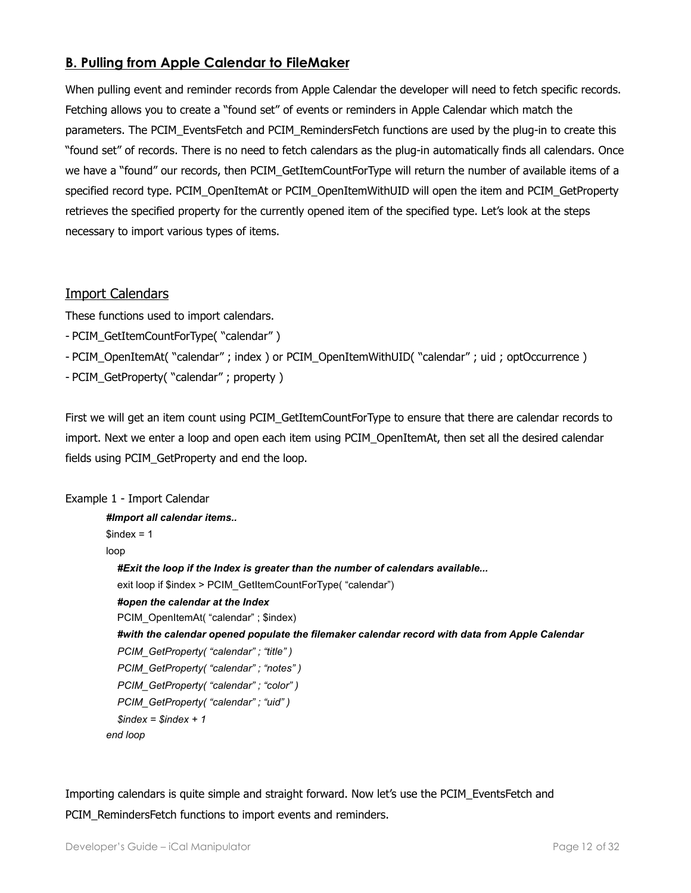## B. Pulling from Apple Calendar to FileMaker

When pulling event and reminder records from Apple Calendar the developer will need to fetch specific records. Fetching allows you to create a "found set" of events or reminders in Apple Calendar which match the parameters. The PCIM_EventsFetch and PCIM_RemindersFetch functions are used by the plug-in to create this "found set" of records. There is no need to fetch calendars as the plug-in automatically finds all calendars. Once we have a "found" our records, then PCIM_GetItemCountForType will return the number of available items of a specified record type. PCIM_OpenItemAt or PCIM_OpenItemWithUID will open the item and PCIM_GetProperty retrieves the specified property for the currently opened item of the specified type. Let's look at the steps necessary to import various types of items.

### Import Calendars

These functions used to import calendars.

- PCIM_GetItemCountForType( "calendar" )
- PCIM_OpenItemAt( "calendar" ; index ) or PCIM_OpenItemWithUID( "calendar" ; uid ; optOccurrence )
- PCIM_GetProperty( "calendar" ; property )

First we will get an item count using PCIM_GetItemCountForType to ensure that there are calendar records to import. Next we enter a loop and open each item using PCIM_OpenItemAt, then set all the desired calendar fields using PCIM_GetProperty and end the loop.

Example 1 - Import Calendar

```
#Import all calendar items..
$index = 1
loop
   #Exit the loop if the Index is greater than the number of calendars available...
   exit loop if $index > PCIM_GetItemCountForType( "calendar")
   #open the calendar at the Index
   PCIM_OpenItemAt( "calendar" ; $index)
   #with the calendar opened populate the filemaker calendar record with data from Apple Calendar
   PCIM_GetProperty( "calendar" ; "title" )
   PCIM_GetProperty( "calendar" ; "notes" )
   PCIM_GetProperty( "calendar" ; "color" )
   PCIM_GetProperty( "calendar" ; "uid" )
   $index = $index + 1
end loop
```

Importing calendars is quite simple and straight forward. Now let's use the PCIM_EventsFetch and PCIM_RemindersFetch functions to import events and reminders.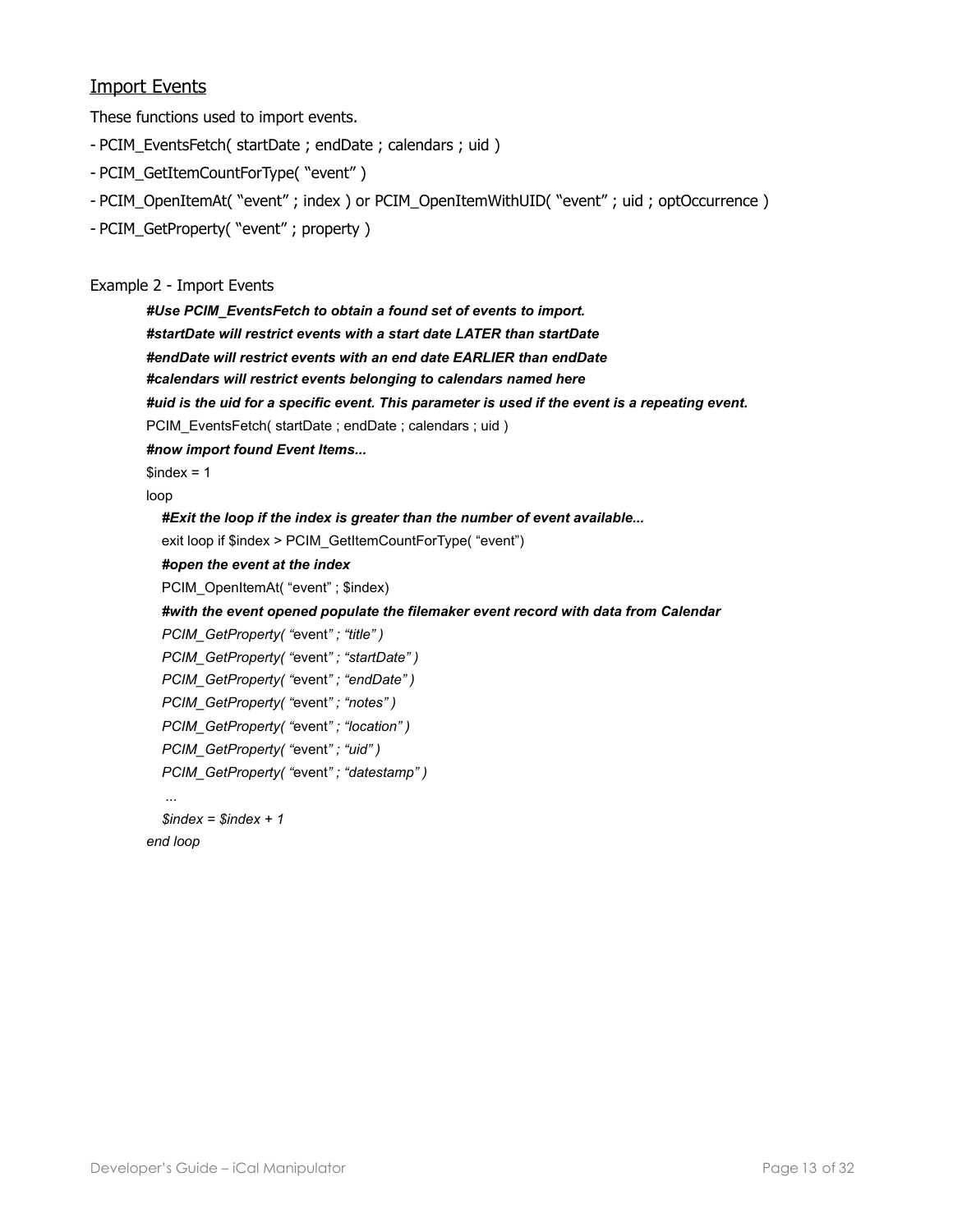## Import Events

These functions used to import events.

- PCIM_EventsFetch( startDate ; endDate ; calendars ; uid )
- PCIM_GetItemCountForType( "event" )
- PCIM_OpenItemAt( "event" ; index ) or PCIM_OpenItemWithUID( "event" ; uid ; optOccurrence )
- PCIM_GetProperty( "event" ; property )

Example 2 - Import Events

```
#Use PCIM_EventsFetch to obtain a found set of events to import.
#startDate will restrict events with a start date LATER than startDate
#endDate will restrict events with an end date EARLIER than endDate
#calendars will restrict events belonging to calendars named here
#uid is the uid for a specific event. This parameter is used if the event is a repeating event.
PCIM_EventsFetch( startDate ; endDate ; calendars ; uid )
#now import found Event Items...
$index = 1
loop
   #Exit the loop if the index is greater than the number of event available...
   exit loop if $index > PCIM_GetItemCountForType( "event")
   #open the event at the index
   PCIM_OpenItemAt( "event" ; $index)
   #with the event opened populate the filemaker event record with data from Calendar
   PCIM_GetProperty( "event" ; "title" )
   PCIM_GetProperty( "event" ; "startDate" )
   PCIM_GetProperty( "event" ; "endDate" )
   PCIM_GetProperty( "event" ; "notes" )
   PCIM_GetProperty( "event" ; "location" )
   PCIM_GetProperty( "event" ; "uid" )
   PCIM_GetProperty( "event" ; "datestamp" )
    ...
   $index = $index + 1
end loop
```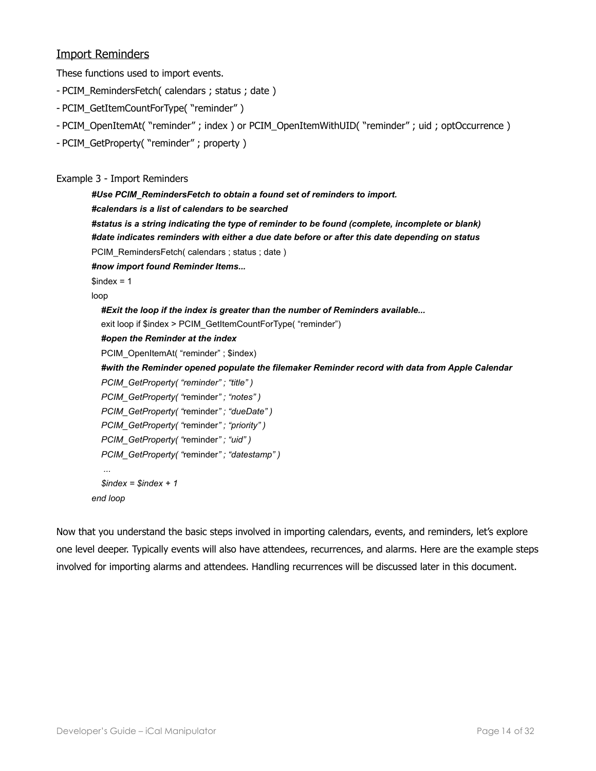## Import Reminders

These functions used to import events.

- PCIM_RemindersFetch( calendars ; status ; date )
- PCIM_GetItemCountForType( "reminder" )
- PCIM_OpenItemAt( "reminder" ; index ) or PCIM_OpenItemWithUID( "reminder" ; uid ; optOccurrence )
- PCIM_GetProperty( "reminder" ; property )

Example 3 - Import Reminders

```
#Use PCIM_RemindersFetch to obtain a found set of reminders to import.
#calendars is a list of calendars to be searched
#status is a string indicating the type of reminder to be found (complete, incomplete or blank)
#date indicates reminders with either a due date before or after this date depending on status
PCIM_RemindersFetch( calendars ; status ; date )
#now import found Reminder Items...
$index = 1
loop
   #Exit the loop if the index is greater than the number of Reminders available...
   exit loop if $index > PCIM_GetItemCountForType( "reminder")
   #open the Reminder at the index
   PCIM_OpenItemAt( "reminder" ; $index)
   #with the Reminder opened populate the filemaker Reminder record with data from Apple Calendar
   PCIM_GetProperty( "reminder" ; "title" )
   PCIM_GetProperty( "reminder" ; "notes" )
   PCIM_GetProperty( "reminder" ; "dueDate" )
   PCIM_GetProperty( "reminder" ; "priority" )
   PCIM_GetProperty( "reminder" ; "uid" )
   PCIM_GetProperty( "reminder" ; "datestamp" )
    ...
   $index = $index + 1
end loop
```

Now that you understand the basic steps involved in importing calendars, events, and reminders, let's explore one level deeper. Typically events will also have attendees, recurrences, and alarms. Here are the example steps involved for importing alarms and attendees. Handling recurrences will be discussed later in this document.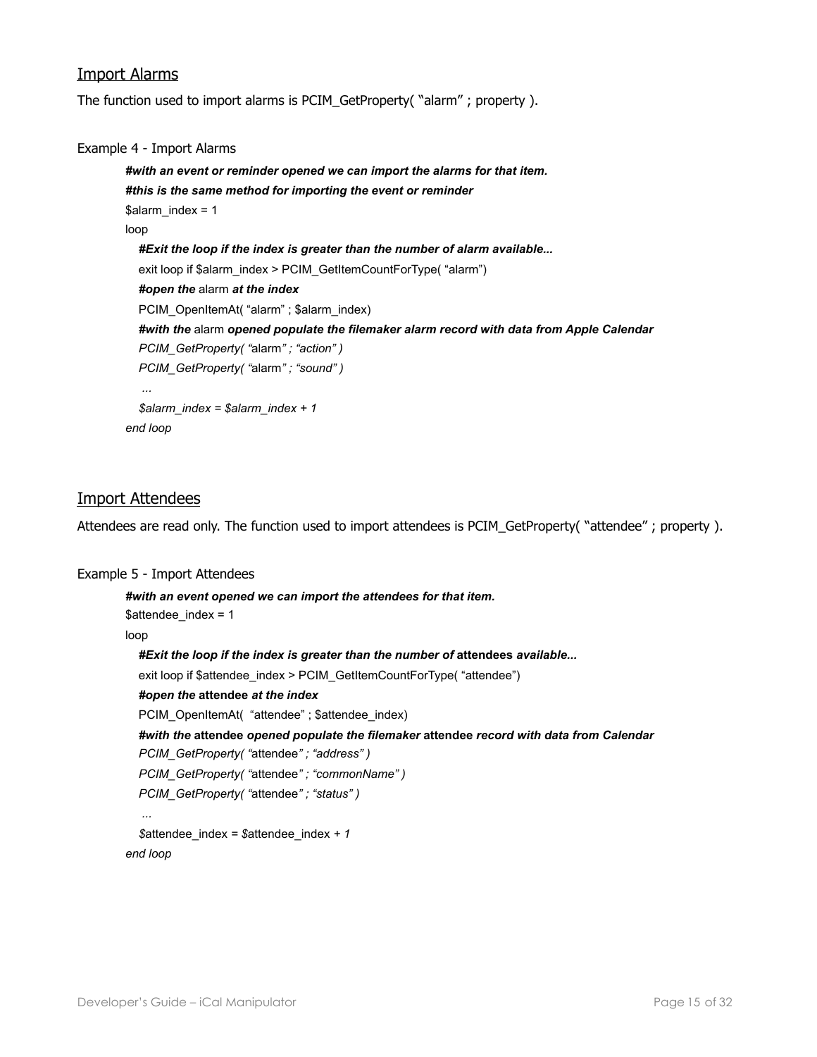## Import Alarms

The function used to import alarms is PCIM_GetProperty( “alarm” ; property ).

Example 4 - Import Alarms

```
#with an event or reminder opened we can import the alarms for that item.
#this is the same method for importing the event or reminder
$alarm_index = 1
loop
   #Exit the loop if the index is greater than the number of alarm available...
   exit loop if $alarm_index > PCIM_GetItemCountForType( “alarm”)
   #open the alarm at the index
   PCIM_OpenItemAt( “alarm” ; $alarm_index)
   #with the alarm opened populate the filemaker alarm record with data from Apple Calendar
   PCIM_GetProperty( “alarm” ; “action” )
   PCIM_GetProperty( “alarm” ; “sound” )
    ...
   $alarm_index = $alarm_index + 1
end loop
```

## Import Attendees

Attendees are read only. The function used to import attendees is PCIM_GetProperty( “attendee” ; property ).

Example 5 - Import Attendees

```
#with an event opened we can import the attendees for that item.
$attendee_index = 1
loop
   #Exit the loop if the index is greater than the number of attendees available...
   exit loop if $attendee_index > PCIM_GetItemCountForType( “attendee”)
   #open the attendee at the index
   PCIM_OpenItemAt(  “attendee” ; $attendee_index)
   #with the attendee opened populate the filemaker attendee record with data from Calendar
   PCIM_GetProperty( “attendee” ; “address” )
   PCIM_GetProperty( “attendee” ; “commonName” )
   PCIM_GetProperty( “attendee” ; “status” )
    ...
   $attendee_index = $attendee_index + 1
end loop
```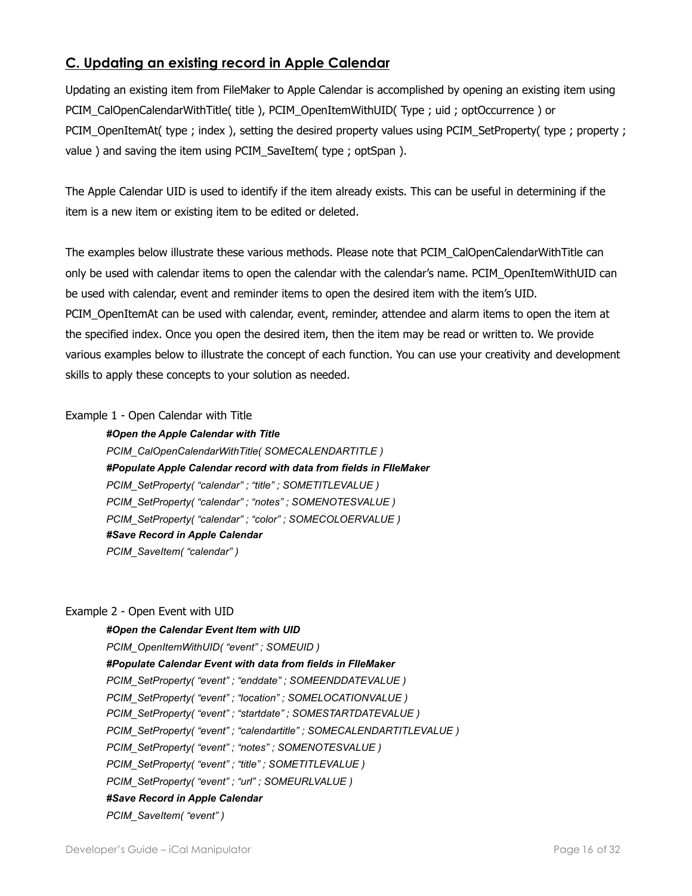## C. Updating an existing record in Apple Calendar

Updating an existing item from FileMaker to Apple Calendar is accomplished by opening an existing item using PCIM_CalOpenCalendarWithTitle( title ), PCIM_OpenItemWithUID( Type ; uid ; optOccurrence ) or PCIM_OpenItemAt( type ; index ), setting the desired property values using PCIM_SetProperty( type ; property ; value ) and saving the item using PCIM_SaveItem( type ; optSpan ).

The Apple Calendar UID is used to identify if the item already exists. This can be useful in determining if the item is a new item or existing item to be edited or deleted.

The examples below illustrate these various methods. Please note that PCIM_CalOpenCalendarWithTitle can only be used with calendar items to open the calendar with the calendar's name. PCIM_OpenItemWithUID can be used with calendar, event and reminder items to open the desired item with the item's UID. PCIM_OpenItemAt can be used with calendar, event, reminder, attendee and alarm items to open the item at the specified index. Once you open the desired item, then the item may be read or written to. We provide various examples below to illustrate the concept of each function. You can use your creativity and development skills to apply these concepts to your solution as needed.

Example 1 - Open Calendar with Title

```
#Open the Apple Calendar with Title
PCIM_CalOpenCalendarWithTitle( SOMECALENDARTITLE )
#Populate Apple Calendar record with data from fields in FIleMaker
PCIM_SetProperty( "calendar" ; "title" ; SOMETITLEVALUE )
PCIM_SetProperty( "calendar" ; "notes" ; SOMENOTESVALUE )
PCIM_SetProperty( "calendar" ; "color" ; SOMECOLOERVALUE )
#Save Record in Apple Calendar
PCIM_SaveItem( "calendar" )
```

Example 2 - Open Event with UID

```
#Open the Calendar Event Item with UID
PCIM_OpenItemWithUID( "event" ; SOMEUID )
#Populate Calendar Event with data from fields in FIleMaker
PCIM_SetProperty( "event" ; "enddate" ; SOMEENDDATEVALUE )
PCIM_SetProperty( "event" ; "location" ; SOMELOCATIONVALUE )
PCIM_SetProperty( "event" ; "startdate" ; SOMESTARTDATEVALUE )
PCIM_SetProperty( "event" ; "calendartitle" ; SOMECALENDARTITLEVALUE )
PCIM_SetProperty( "event" ; "notes" ; SOMENOTESVALUE )
PCIM_SetProperty( "event" ; "title" ; SOMETITLEVALUE )
PCIM_SetProperty( "event" ; "url" ; SOMEURLVALUE )
#Save Record in Apple Calendar
PCIM_SaveItem( "event" )
```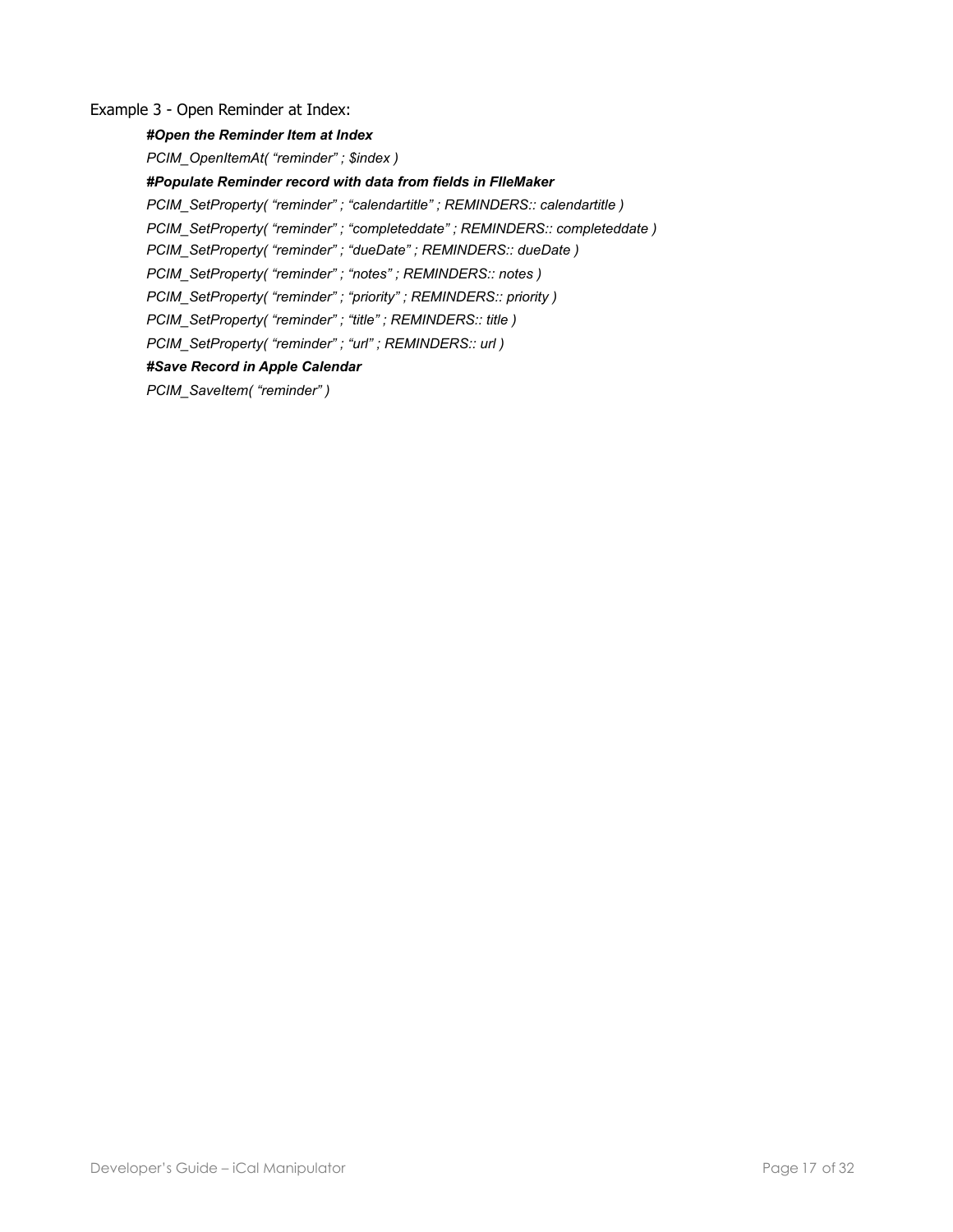Example 3 - Open Reminder at Index:

***#Open the Reminder Item at Index***

*PCIM_OpenItemAt( “reminder” ; $index )*

***#Populate Reminder record with data from fields in FIleMaker***

*PCIM_SetProperty( “reminder” ; “calendartitle” ; REMINDERS:: calendartitle )*

*PCIM_SetProperty( “reminder” ; “completeddate” ; REMINDERS:: completeddate )*

*PCIM_SetProperty( “reminder” ; “dueDate” ; REMINDERS:: dueDate )*

*PCIM_SetProperty( “reminder” ; “notes” ; REMINDERS:: notes )*

*PCIM_SetProperty( “reminder” ; “priority” ; REMINDERS:: priority )*

*PCIM_SetProperty( “reminder” ; “title” ; REMINDERS:: title )*

*PCIM_SetProperty( “reminder” ; “url” ; REMINDERS:: url )*

***#Save Record in Apple Calendar***

*PCIM_SaveItem( “reminder” )*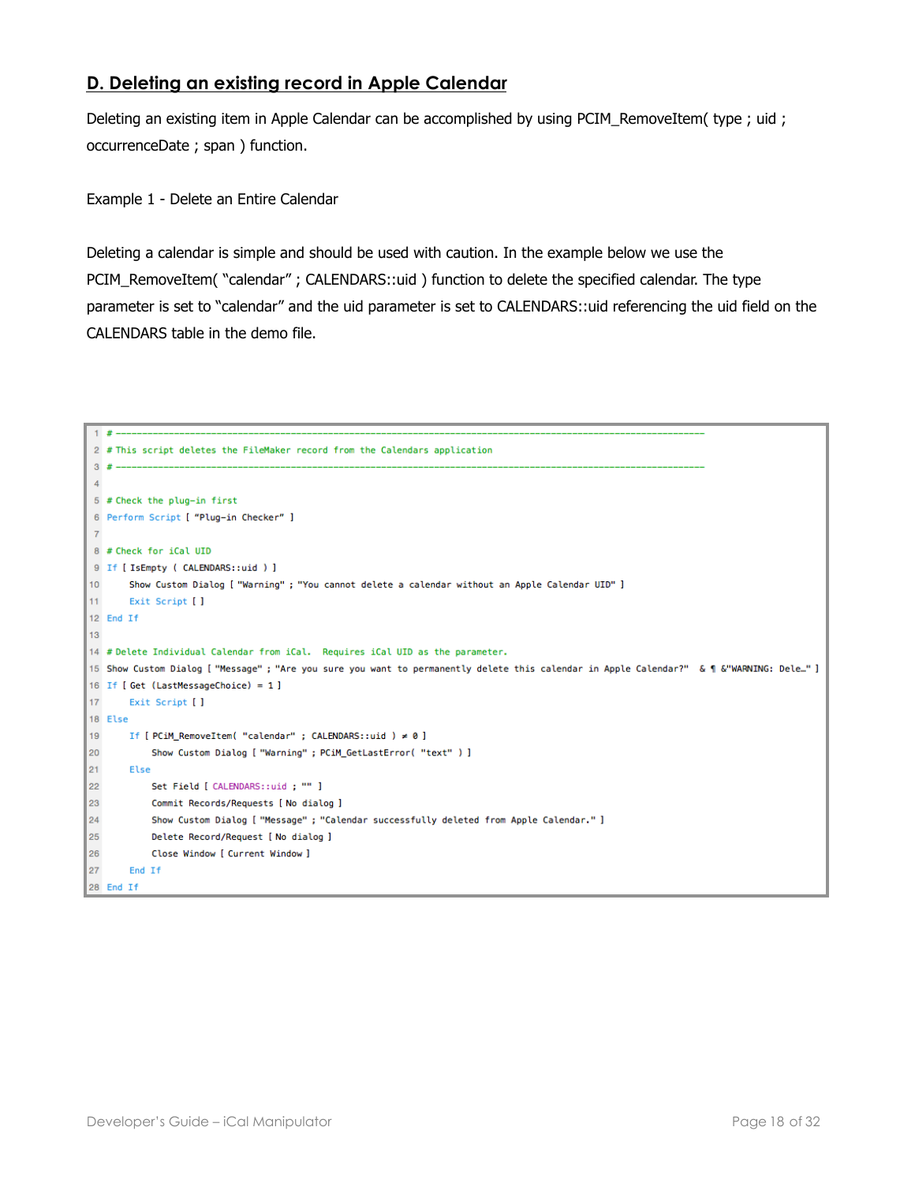## D. Deleting an existing record in Apple Calendar

Deleting an existing item in Apple Calendar can be accomplished by using PCIM_RemoveItem( type ; uid ; occurrenceDate ; span ) function.

Example 1 - Delete an Entire Calendar

Deleting a calendar is simple and should be used with caution. In the example below we use the PCIM_RemoveItem( "calendar" ; CALENDARS::uid ) function to delete the specified calendar. The type parameter is set to "calendar" and the uid parameter is set to CALENDARS::uid referencing the uid field on the CALENDARS table in the demo file.

```
1  # ------------------------------------------------------------------------------------------------------------
2  # This script deletes the FileMaker record from the Calendars application
3  # ------------------------------------------------------------------------------------------------------------
4
5  # Check the plug-in first
6  Perform Script [ "Plug-in Checker" ]
7
8  # Check for iCal UID
9  If [ IsEmpty ( CALENDARS::uid ) ]
10     Show Custom Dialog [ "Warning" ; "You cannot delete a calendar without an Apple Calendar UID" ]
11     Exit Script [ ]
12 End If
13
14 # Delete Individual Calendar from iCal.  Requires iCal UID as the parameter.
15 Show Custom Dialog [ "Message" ; "Are you sure you want to permanently delete this calendar in Apple Calendar?"  & ¶ &"WARNING: Dele…" ]
16 If [ Get (LastMessageChoice) = 1 ]
17     Exit Script [ ]
18 Else
19     If [ PCiM_RemoveItem( "calendar" ; CALENDARS::uid ) ≠ 0 ]
20         Show Custom Dialog [ "Warning" ; PCiM_GetLastError( "text" ) ]
21     Else
22         Set Field [ CALENDARS::uid ; "" ]
23         Commit Records/Requests [ No dialog ]
24         Show Custom Dialog [ "Message" ; "Calendar successfully deleted from Apple Calendar." ]
25         Delete Record/Request [ No dialog ]
26         Close Window [ Current Window ]
27     End If
28 End If
```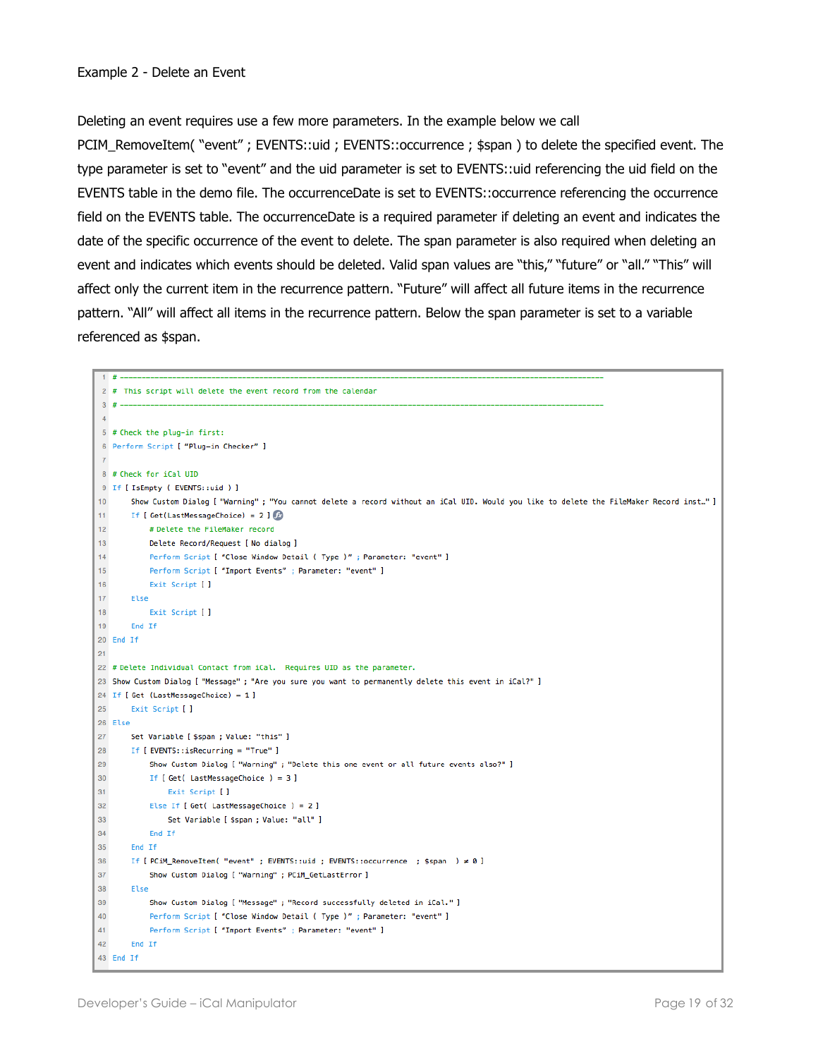Example 2 - Delete an Event

Deleting an event requires use a few more parameters. In the example below we call PCIM_RemoveItem( “event” ; EVENTS::uid ; EVENTS::occurrence ; $span ) to delete the specified event. The type parameter is set to “event” and the uid parameter is set to EVENTS::uid referencing the uid field on the EVENTS table in the demo file. The occurrenceDate is set to EVENTS::occurrence referencing the occurrence field on the EVENTS table. The occurrenceDate is a required parameter if deleting an event and indicates the date of the specific occurrence of the event to delete. The span parameter is also required when deleting an event and indicates which events should be deleted. Valid span values are “this,” “future” or “all.” “This” will affect only the current item in the recurrence pattern. “Future” will affect all future items in the recurrence pattern. “All” will affect all items in the recurrence pattern. Below the span parameter is set to a variable referenced as $span.

```
1  # ------------------------------------------------------------------------------------------------------------
2  #  This script will delete the event record from the calendar
3  # ------------------------------------------------------------------------------------------------------------
4
5  # Check the plug-in first:
6  Perform Script [ “Plug-in Checker” ]
7
8  # Check for iCal UID
9  If [ IsEmpty ( EVENTS::uid ) ]
10     Show Custom Dialog [ "Warning" ; "You cannot delete a record without an iCal UID. Would you like to delete the FileMaker Record inst…" ]
11     If [ Get(LastMessageChoice) = 2 ]
12         # Delete the FileMaker record
13         Delete Record/Request [ No dialog ]
14         Perform Script [ “Close Window Detail ( Type )” ; Parameter: "event" ]
15         Perform Script [ “Import Events” ; Parameter: "event" ]
16         Exit Script [ ]
17     Else
18         Exit Script [ ]
19     End If
20 End If
21
22 # Delete Individual Contact from iCal.  Requires UID as the parameter.
23 Show Custom Dialog [ "Message" ; "Are you sure you want to permanently delete this event in iCal?" ]
24 If [ Get (LastMessageChoice) = 1 ]
25     Exit Script [ ]
26 Else
27     Set Variable [ $span ; Value: "this" ]
28     If [ EVENTS::isRecurring = "True" ]
29         Show Custom Dialog [ "Warning" ; "Delete this one event or all future events also?" ]
30         If [ Get( LastMessageChoice ) = 3 ]
31             Exit Script [ ]
32         Else If [ Get( LastMessageChoice ) = 2 ]
33             Set Variable [ $span ; Value: "all" ]
34         End If
35     End If
36     If [ PCIM_RemoveItem( "event" ; EVENTS::uid ; EVENTS::occurrence  ; $span  ) ≠ 0 ]
37         Show Custom Dialog [ "Warning" ; PCIM_GetLastError ]
38     Else
39         Show Custom Dialog [ "Message" ; "Record successfully deleted in iCal." ]
40         Perform Script [ “Close Window Detail ( Type )” ; Parameter: "event" ]
41         Perform Script [ “Import Events” ; Parameter: "event" ]
42     End If
43 End If
```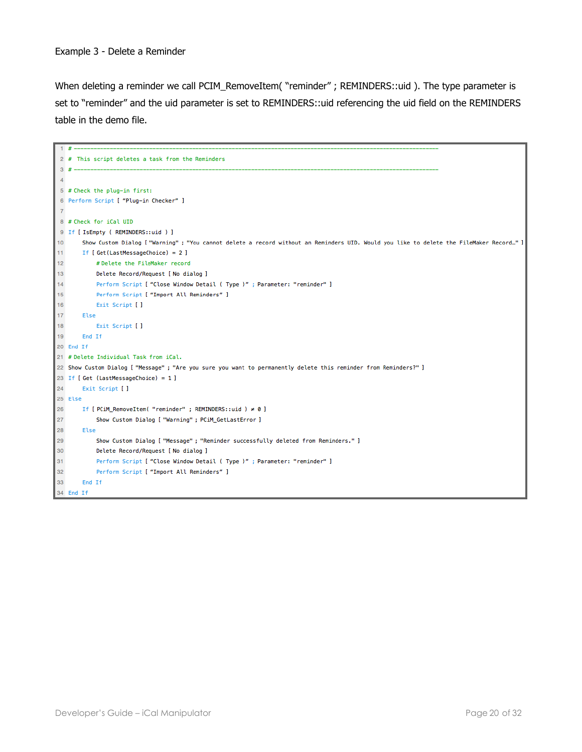Example 3 - Delete a Reminder

When deleting a reminder we call PCIM_RemoveItem( "reminder" ; REMINDERS::uid ). The type parameter is set to "reminder" and the uid parameter is set to REMINDERS::uid referencing the uid field on the REMINDERS table in the demo file.

```
1  # ------------------------------------------------------------------------------------------------------------
2  #  This script deletes a task from the Reminders
3  # ------------------------------------------------------------------------------------------------------------
4
5  # Check the plug-in first:
6  Perform Script [ "Plug-in Checker" ]
7
8  # Check for iCal UID
9  If [ IsEmpty ( REMINDERS::uid ) ]
10     Show Custom Dialog [ "Warning" ; "You cannot delete a record without an Reminders UID. Would you like to delete the FileMaker Record…" ]
11     If [ Get(LastMessageChoice) = 2 ]
12         # Delete the FileMaker record
13         Delete Record/Request [ No dialog ]
14         Perform Script [ "Close Window Detail ( Type )" ; Parameter: "reminder" ]
15         Perform Script [ "Import All Reminders" ]
16         Exit Script [ ]
17     Else
18         Exit Script [ ]
19     End If
20 End If
21 # Delete Individual Task from iCal.
22 Show Custom Dialog [ "Message" ; "Are you sure you want to permanently delete this reminder from Reminders?" ]
23 If [ Get (LastMessageChoice) = 1 ]
24     Exit Script [ ]
25 Else
26     If [ PCiM_RemoveItem( "reminder" ; REMINDERS::uid ) ≠ 0 ]
27         Show Custom Dialog [ "Warning" ; PCiM_GetLastError ]
28     Else
29         Show Custom Dialog [ "Message" ; "Reminder successfully deleted from Reminders." ]
30         Delete Record/Request [ No dialog ]
31         Perform Script [ "Close Window Detail ( Type )" ; Parameter: "reminder" ]
32         Perform Script [ "Import All Reminders" ]
33     End If
34 End If
```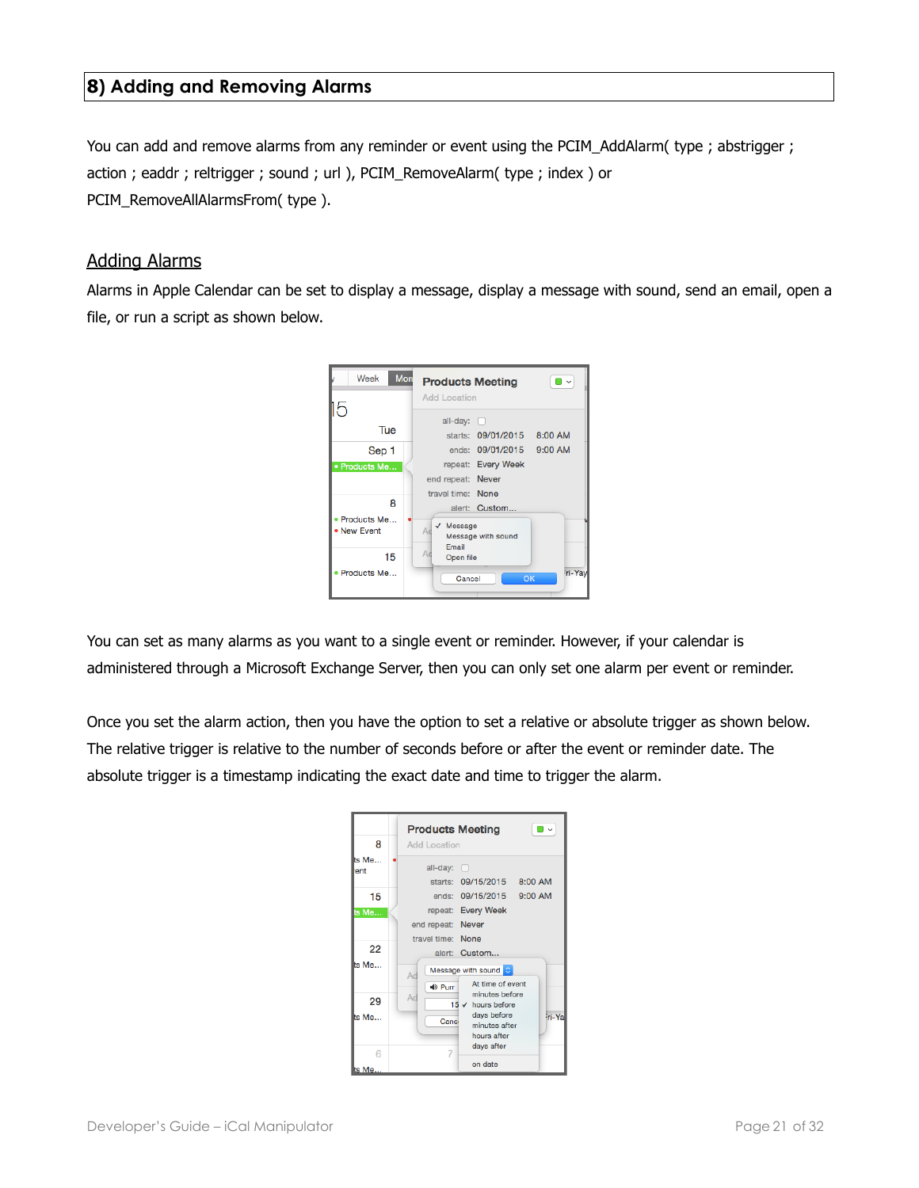# 8) Adding and Removing Alarms

You can add and remove alarms from any reminder or event using the PCIM_AddAlarm( type ; abstrigger ; action ; eaddr ; reltrigger ; sound ; url ), PCIM_RemoveAlarm( type ; index ) or PCIM_RemoveAllAlarmsFrom( type ).

## Adding Alarms

Alarms in Apple Calendar can be set to display a message, display a message with sound, send an email, open a file, or run a script as shown below.

You can set as many alarms as you want to a single event or reminder. However, if your calendar is administered through a Microsoft Exchange Server, then you can only set one alarm per event or reminder.

Once you set the alarm action, then you have the option to set a relative or absolute trigger as shown below. The relative trigger is relative to the number of seconds before or after the event or reminder date. The absolute trigger is a timestamp indicating the exact date and time to trigger the alarm.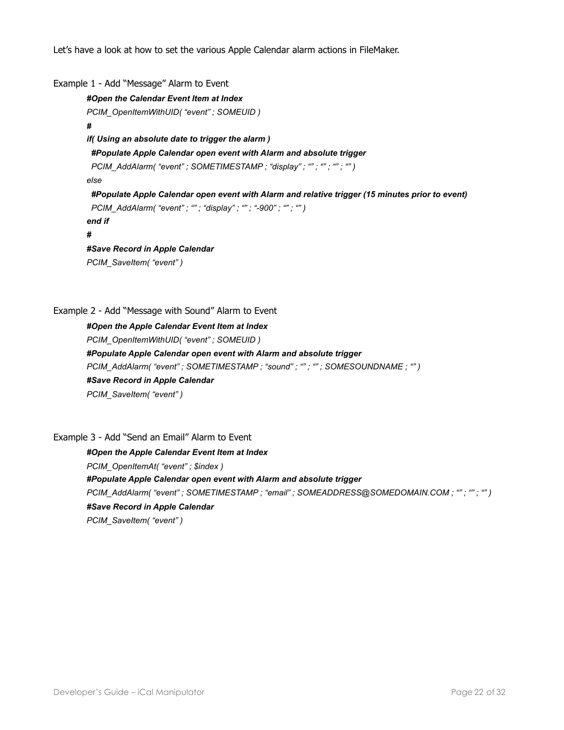Let’s have a look at how to set the various Apple Calendar alarm actions in FileMaker.

Example 1 - Add “Message” Alarm to Event

```
#Open the Calendar Event Item at Index
PCIM_OpenItemWithUID( “event” ; SOMEUID )
#
if( Using an absolute date to trigger the alarm )
  #Populate Apple Calendar open event with Alarm and absolute trigger
  PCIM_AddAlarm( “event” ; SOMETIMESTAMP ; “display” ; “” ; “” ; “” ; “” )
else
  #Populate Apple Calendar open event with Alarm and relative trigger (15 minutes prior to event)
  PCIM_AddAlarm( “event” ; “” ; “display” ; “” ; “-900” ; “” ; “” )
end if
#
#Save Record in Apple Calendar
PCIM_SaveItem( “event” )
```

Example 2 - Add “Message with Sound” Alarm to Event

```
#Open the Apple Calendar Event Item at Index
PCIM_OpenItemWithUID( “event” ; SOMEUID )
#Populate Apple Calendar open event with Alarm and absolute trigger
PCIM_AddAlarm( “event” ; SOMETIMESTAMP ; “sound” ; “” ; “” ; SOMESOUNDNAME ; “” )
#Save Record in Apple Calendar
PCIM_SaveItem( “event” )
```

Example 3 - Add “Send an Email” Alarm to Event

```
#Open the Apple Calendar Event Item at Index
PCIM_OpenItemAt( “event” ; $index )
#Populate Apple Calendar open event with Alarm and absolute trigger
PCIM_AddAlarm( “event” ; SOMETIMESTAMP ; “email” ; SOMEADDRESS@SOMEDOMAIN.COM ; “” ; “” ; “” )
#Save Record in Apple Calendar
PCIM_SaveItem( “event” )
```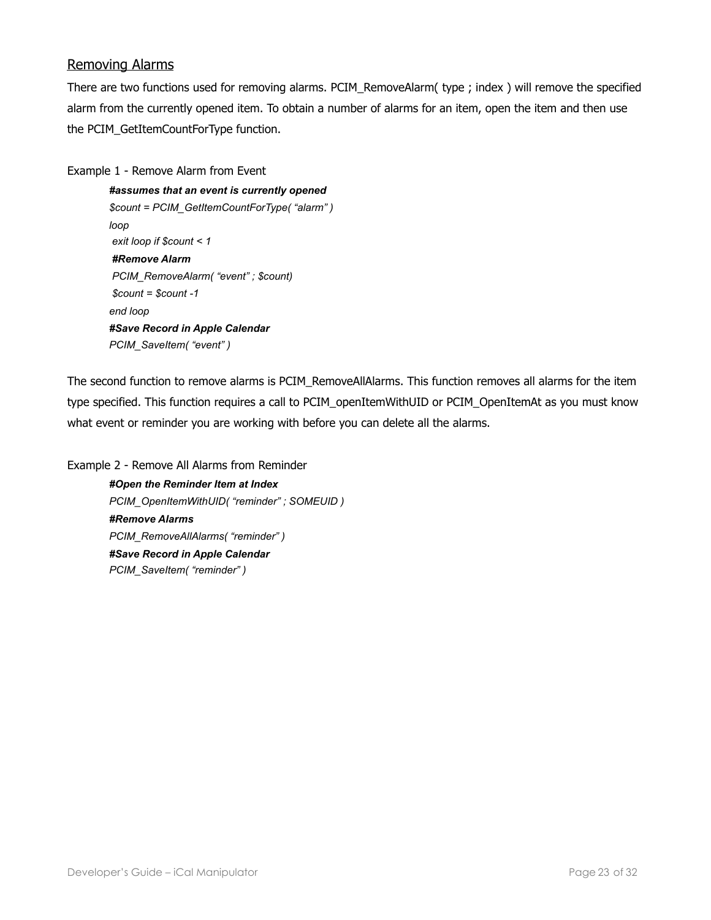## Removing Alarms

There are two functions used for removing alarms. PCIM_RemoveAlarm( type ; index ) will remove the specified alarm from the currently opened item. To obtain a number of alarms for an item, open the item and then use the PCIM_GetItemCountForType function.

Example 1 - Remove Alarm from Event

```
#assumes that an event is currently opened
$count = PCIM_GetItemCountForType( "alarm" )
loop
 exit loop if $count < 1
 #Remove Alarm
 PCIM_RemoveAlarm( "event" ; $count)
 $count = $count -1
end loop
#Save Record in Apple Calendar
PCIM_SaveItem( "event" )
```

The second function to remove alarms is PCIM_RemoveAllAlarms. This function removes all alarms for the item type specified. This function requires a call to PCIM_openItemWithUID or PCIM_OpenItemAt as you must know what event or reminder you are working with before you can delete all the alarms.

Example 2 - Remove All Alarms from Reminder

```
#Open the Reminder Item at Index
PCIM_OpenItemWithUID( "reminder" ; SOMEUID )
#Remove Alarms
PCIM_RemoveAllAlarms( "reminder" )
#Save Record in Apple Calendar
PCIM_SaveItem( "reminder" )
```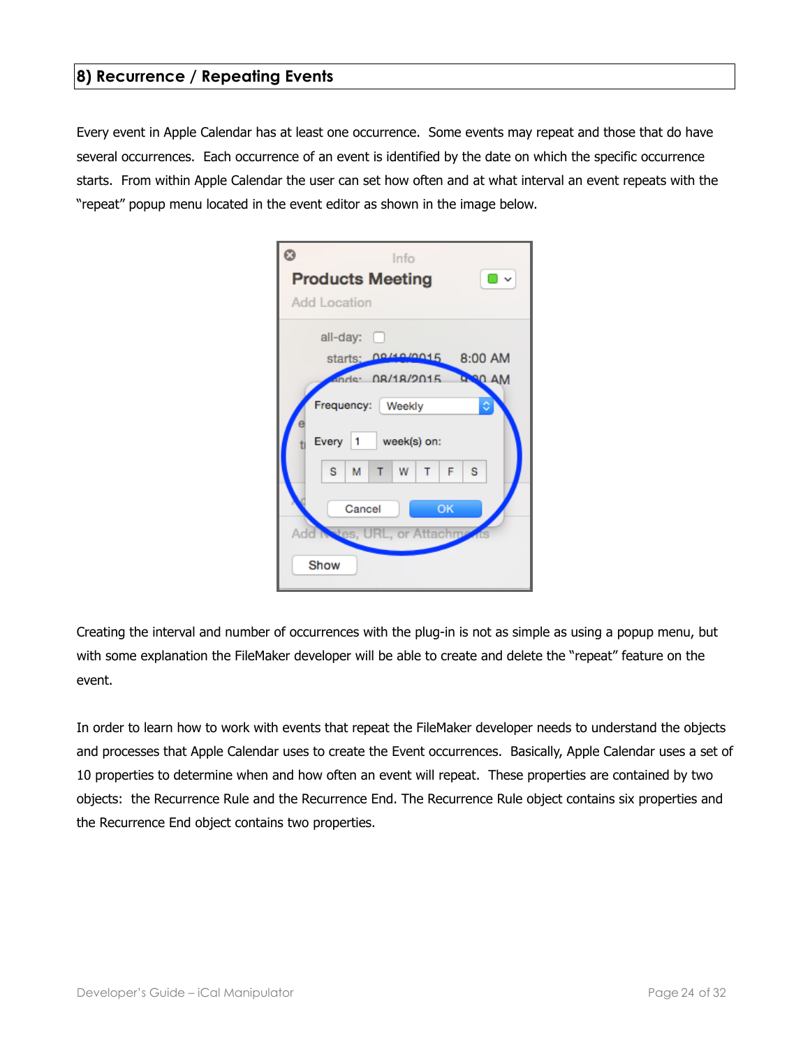## 8) Recurrence / Repeating Events

Every event in Apple Calendar has at least one occurrence. Some events may repeat and those that do have several occurrences. Each occurrence of an event is identified by the date on which the specific occurrence starts. From within Apple Calendar the user can set how often and at what interval an event repeats with the "repeat" popup menu located in the event editor as shown in the image below.

Creating the interval and number of occurrences with the plug-in is not as simple as using a popup menu, but with some explanation the FileMaker developer will be able to create and delete the "repeat" feature on the event.

In order to learn how to work with events that repeat the FileMaker developer needs to understand the objects and processes that Apple Calendar uses to create the Event occurrences. Basically, Apple Calendar uses a set of 10 properties to determine when and how often an event will repeat. These properties are contained by two objects: the Recurrence Rule and the Recurrence End. The Recurrence Rule object contains six properties and the Recurrence End object contains two properties.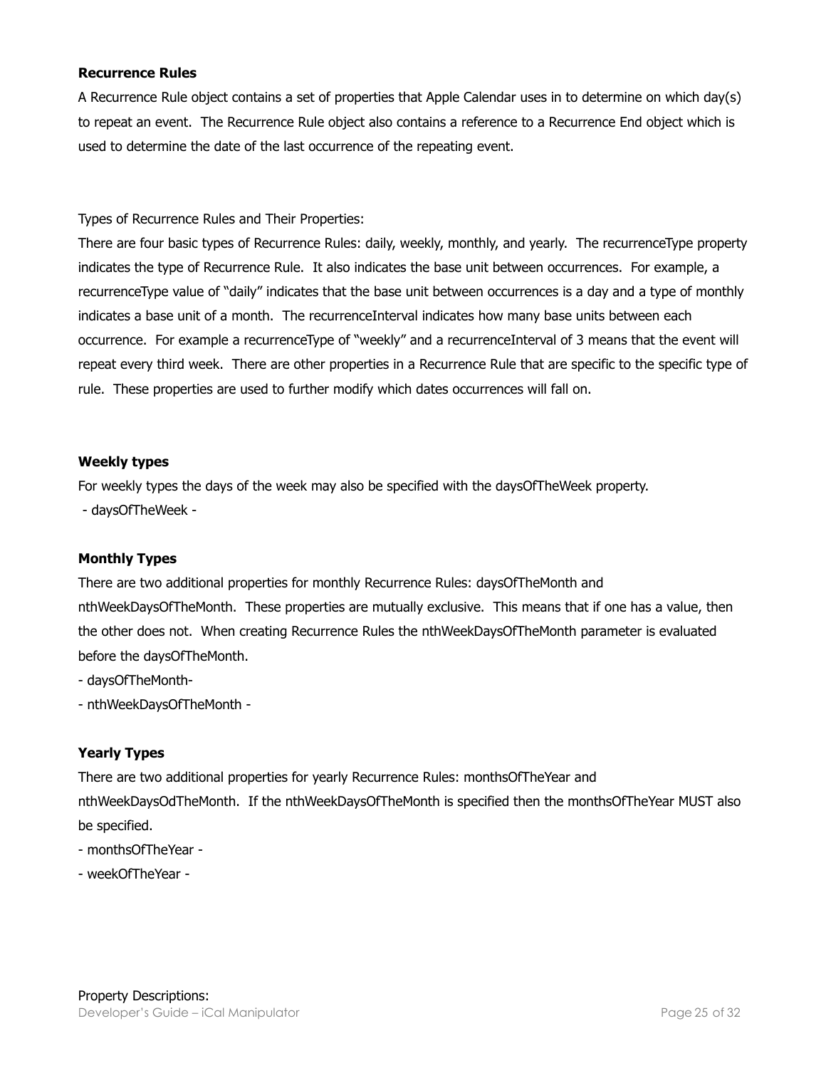**Recurrence Rules**

A Recurrence Rule object contains a set of properties that Apple Calendar uses in to determine on which day(s) to repeat an event. The Recurrence Rule object also contains a reference to a Recurrence End object which is used to determine the date of the last occurrence of the repeating event.

Types of Recurrence Rules and Their Properties:

There are four basic types of Recurrence Rules: daily, weekly, monthly, and yearly. The recurrenceType property indicates the type of Recurrence Rule. It also indicates the base unit between occurrences. For example, a recurrenceType value of "daily" indicates that the base unit between occurrences is a day and a type of monthly indicates a base unit of a month. The recurrenceInterval indicates how many base units between each occurrence. For example a recurrenceType of "weekly" and a recurrenceInterval of 3 means that the event will repeat every third week. There are other properties in a Recurrence Rule that are specific to the specific type of rule. These properties are used to further modify which dates occurrences will fall on.

**Weekly types**

For weekly types the days of the week may also be specified with the daysOfTheWeek property.

- daysOfTheWeek -

**Monthly Types**

There are two additional properties for monthly Recurrence Rules: daysOfTheMonth and nthWeekDaysOfTheMonth. These properties are mutually exclusive. This means that if one has a value, then the other does not. When creating Recurrence Rules the nthWeekDaysOfTheMonth parameter is evaluated before the daysOfTheMonth.

- daysOfTheMonth-
- nthWeekDaysOfTheMonth -

**Yearly Types**

There are two additional properties for yearly Recurrence Rules: monthsOfTheYear and nthWeekDaysOdTheMonth. If the nthWeekDaysOfTheMonth is specified then the monthsOfTheYear MUST also be specified.

- monthsOfTheYear -
- weekOfTheYear -

Property Descriptions: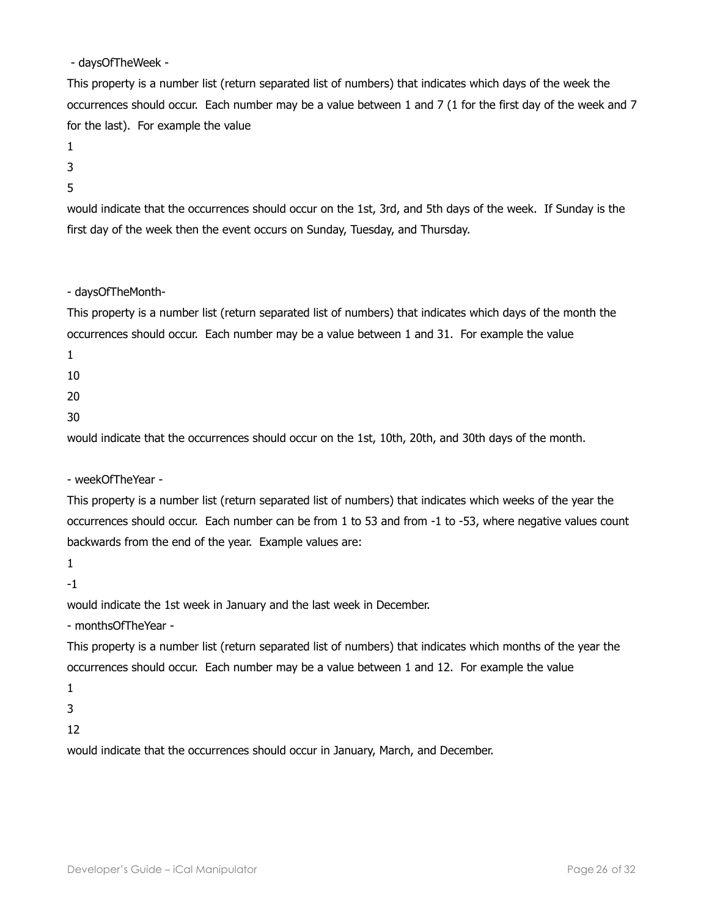- daysOfTheWeek -

This property is a number list (return separated list of numbers) that indicates which days of the week the occurrences should occur. Each number may be a value between 1 and 7 (1 for the first day of the week and 7 for the last). For example the value

1

3

5

would indicate that the occurrences should occur on the 1st, 3rd, and 5th days of the week. If Sunday is the first day of the week then the event occurs on Sunday, Tuesday, and Thursday.

- daysOfTheMonth-

This property is a number list (return separated list of numbers) that indicates which days of the month the occurrences should occur. Each number may be a value between 1 and 31. For example the value

1

10

20

30

would indicate that the occurrences should occur on the 1st, 10th, 20th, and 30th days of the month.

- weekOfTheYear -

This property is a number list (return separated list of numbers) that indicates which weeks of the year the occurrences should occur. Each number can be from 1 to 53 and from -1 to -53, where negative values count backwards from the end of the year. Example values are:

1

-1

would indicate the 1st week in January and the last week in December.

- monthsOfTheYear -

This property is a number list (return separated list of numbers) that indicates which months of the year the occurrences should occur. Each number may be a value between 1 and 12. For example the value

1

3

12

would indicate that the occurrences should occur in January, March, and December.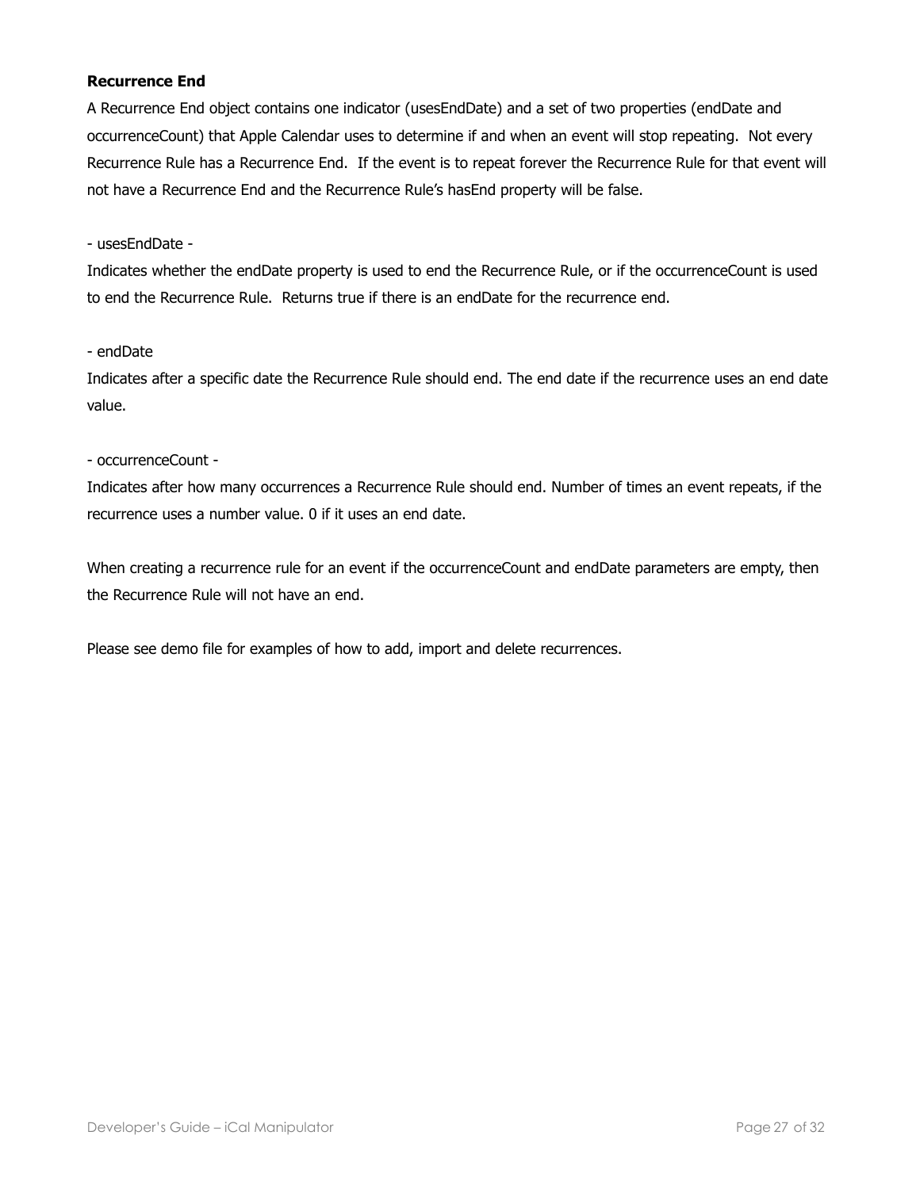**Recurrence End**

A Recurrence End object contains one indicator (usesEndDate) and a set of two properties (endDate and occurrenceCount) that Apple Calendar uses to determine if and when an event will stop repeating. Not every Recurrence Rule has a Recurrence End. If the event is to repeat forever the Recurrence Rule for that event will not have a Recurrence End and the Recurrence Rule's hasEnd property will be false.

- usesEndDate -

Indicates whether the endDate property is used to end the Recurrence Rule, or if the occurrenceCount is used to end the Recurrence Rule. Returns true if there is an endDate for the recurrence end.

- endDate

Indicates after a specific date the Recurrence Rule should end. The end date if the recurrence uses an end date value.

- occurrenceCount -

Indicates after how many occurrences a Recurrence Rule should end. Number of times an event repeats, if the recurrence uses a number value. 0 if it uses an end date.

When creating a recurrence rule for an event if the occurrenceCount and endDate parameters are empty, then the Recurrence Rule will not have an end.

Please see demo file for examples of how to add, import and delete recurrences.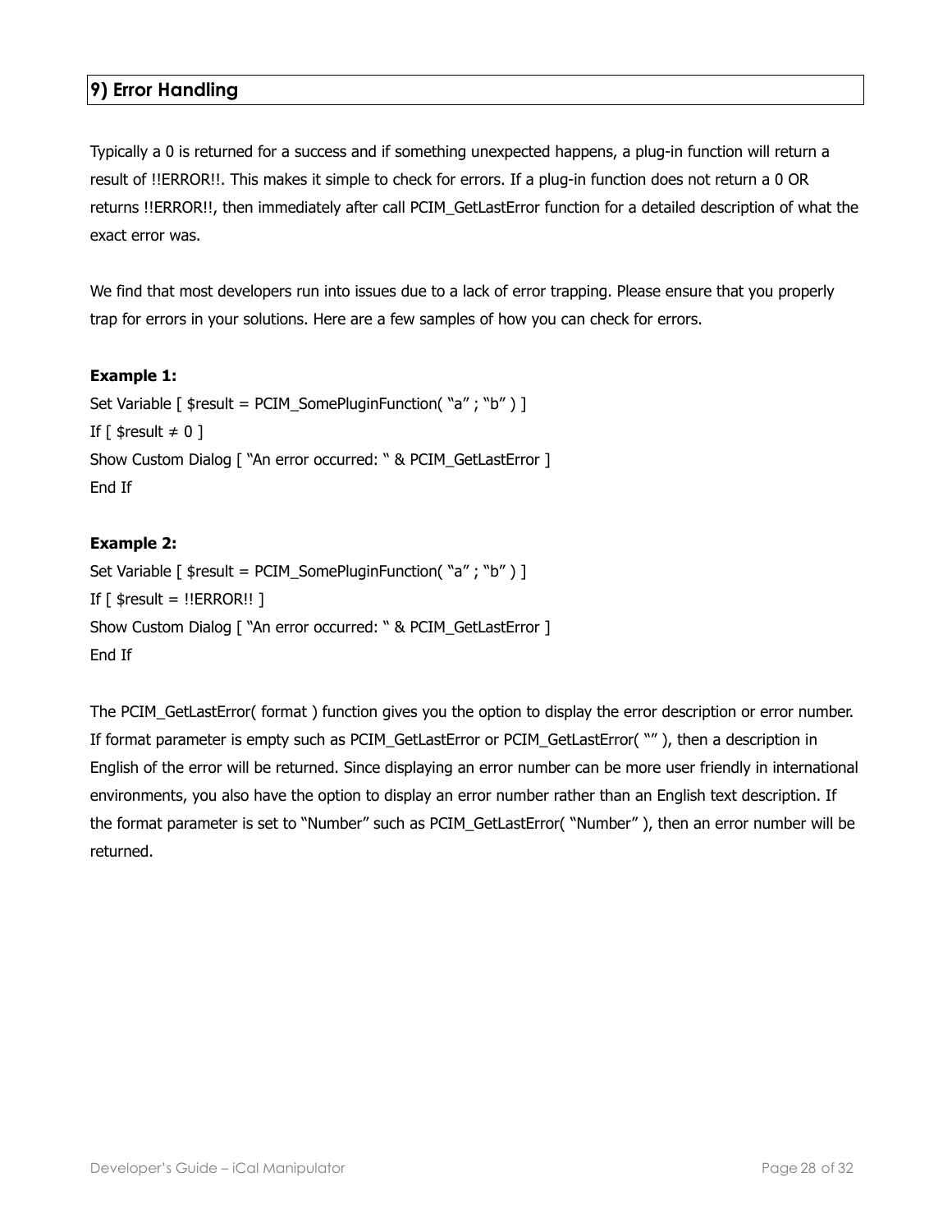## 9) Error Handling

Typically a 0 is returned for a success and if something unexpected happens, a plug-in function will return a result of !!ERROR!!. This makes it simple to check for errors. If a plug-in function does not return a 0 OR returns !!ERROR!!, then immediately after call PCIM_GetLastError function for a detailed description of what the exact error was.

We find that most developers run into issues due to a lack of error trapping. Please ensure that you properly trap for errors in your solutions. Here are a few samples of how you can check for errors.

**Example 1:**

```
Set Variable [ $result = PCIM_SomePluginFunction( "a" ; "b" ) ]
If [ $result ≠ 0 ]
Show Custom Dialog [ "An error occurred: " & PCIM_GetLastError ]
End If
```

**Example 2:**

```
Set Variable [ $result = PCIM_SomePluginFunction( "a" ; "b" ) ]
If [ $result = !!ERROR!! ]
Show Custom Dialog [ "An error occurred: " & PCIM_GetLastError ]
End If
```

The PCIM_GetLastError( format ) function gives you the option to display the error description or error number. If format parameter is empty such as PCIM_GetLastError or PCIM_GetLastError( "" ), then a description in English of the error will be returned. Since displaying an error number can be more user friendly in international environments, you also have the option to display an error number rather than an English text description. If the format parameter is set to "Number" such as PCIM_GetLastError( "Number" ), then an error number will be returned.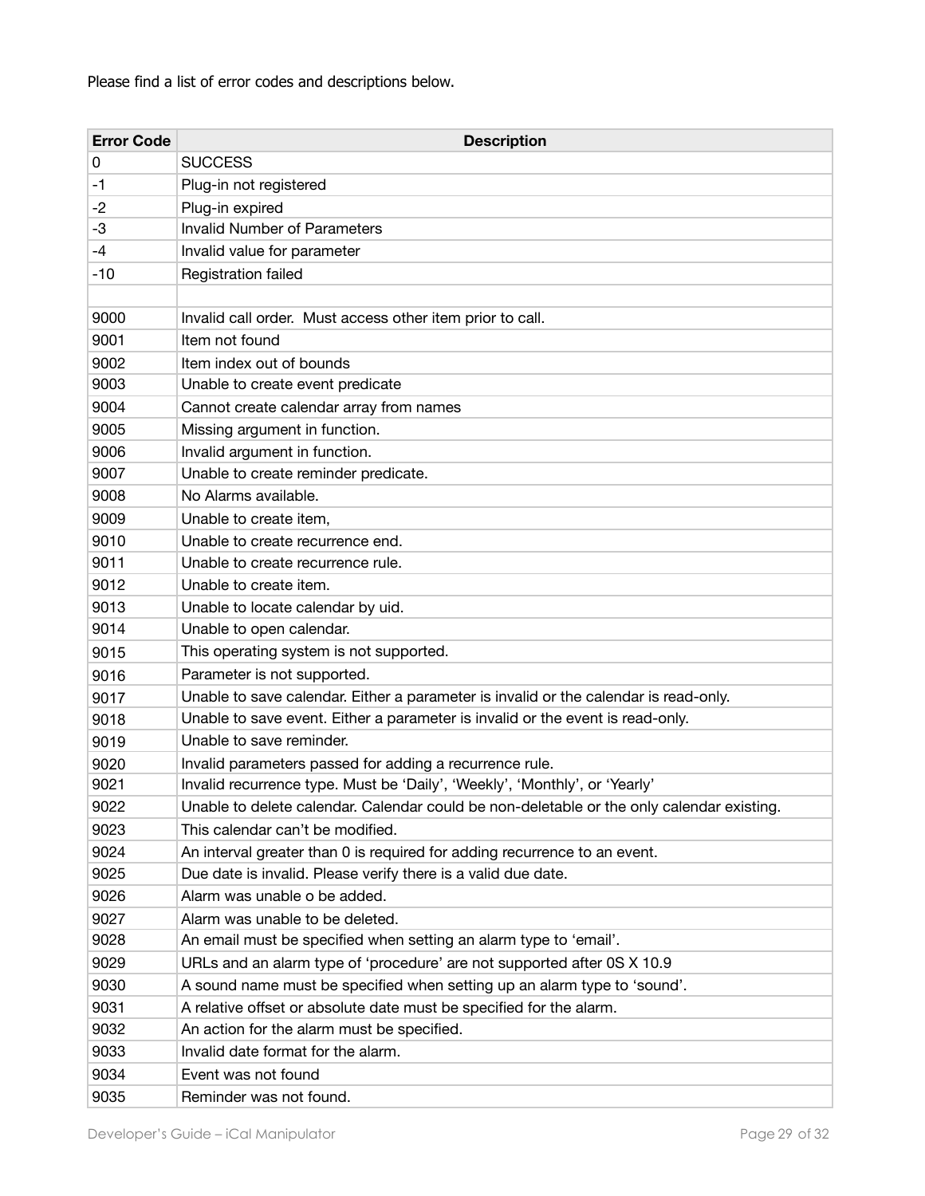Please find a list of error codes and descriptions below.

| Error Code | Description |
| --- | --- |
| 0 | SUCCESS |
| -1 | Plug-in not registered |
| -2 | Plug-in expired |
| -3 | Invalid Number of Parameters |
| -4 | Invalid value for parameter |
| -10 | Registration failed |
| | |
| 9000 | Invalid call order.  Must access other item prior to call. |
| 9001 | Item not found |
| 9002 | Item index out of bounds |
| 9003 | Unable to create event predicate |
| 9004 | Cannot create calendar array from names |
| 9005 | Missing argument in function. |
| 9006 | Invalid argument in function. |
| 9007 | Unable to create reminder predicate. |
| 9008 | No Alarms available. |
| 9009 | Unable to create item, |
| 9010 | Unable to create recurrence end. |
| 9011 | Unable to create recurrence rule. |
| 9012 | Unable to create item. |
| 9013 | Unable to locate calendar by uid. |
| 9014 | Unable to open calendar. |
| 9015 | This operating system is not supported. |
| 9016 | Parameter is not supported. |
| 9017 | Unable to save calendar. Either a parameter is invalid or the calendar is read-only. |
| 9018 | Unable to save event. Either a parameter is invalid or the event is read-only. |
| 9019 | Unable to save reminder. |
| 9020 | Invalid parameters passed for adding a recurrence rule. |
| 9021 | Invalid recurrence type. Must be 'Daily', 'Weekly', 'Monthly', or 'Yearly' |
| 9022 | Unable to delete calendar. Calendar could be non-deletable or the only calendar existing. |
| 9023 | This calendar can't be modified. |
| 9024 | An interval greater than 0 is required for adding recurrence to an event. |
| 9025 | Due date is invalid. Please verify there is a valid due date. |
| 9026 | Alarm was unable o be added. |
| 9027 | Alarm was unable to be deleted. |
| 9028 | An email must be specified when setting an alarm type to 'email'. |
| 9029 | URLs and an alarm type of 'procedure' are not supported after 0S X 10.9 |
| 9030 | A sound name must be specified when setting up an alarm type to 'sound'. |
| 9031 | A relative offset or absolute date must be specified for the alarm. |
| 9032 | An action for the alarm must be specified. |
| 9033 | Invalid date format for the alarm. |
| 9034 | Event was not found |
| 9035 | Reminder was not found. |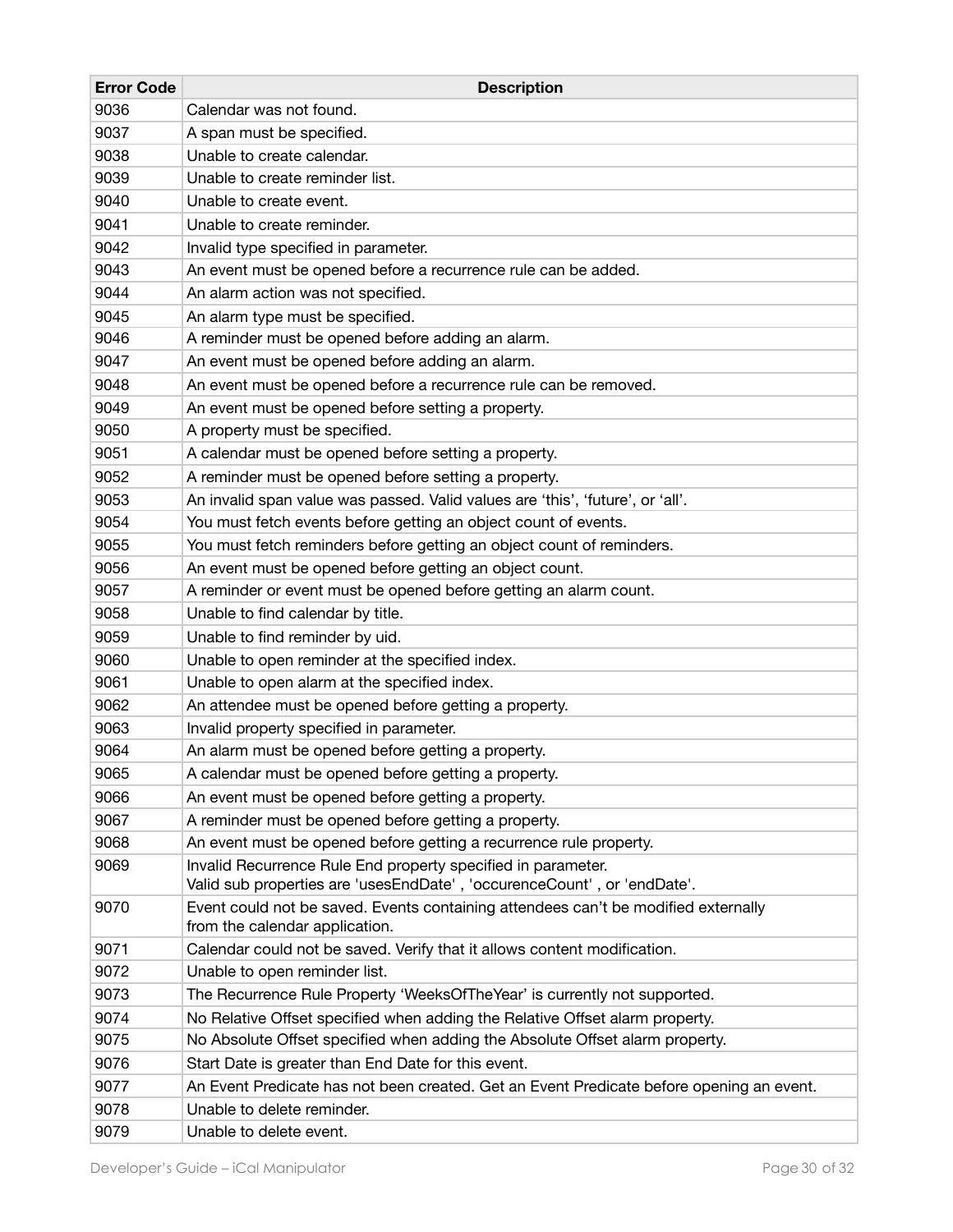| Error Code | Description |
|---|---|
| 9036 | Calendar was not found. |
| 9037 | A span must be specified. |
| 9038 | Unable to create calendar. |
| 9039 | Unable to create reminder list. |
| 9040 | Unable to create event. |
| 9041 | Unable to create reminder. |
| 9042 | Invalid type specified in parameter. |
| 9043 | An event must be opened before a recurrence rule can be added. |
| 9044 | An alarm action was not specified. |
| 9045 | An alarm type must be specified. |
| 9046 | A reminder must be opened before adding an alarm. |
| 9047 | An event must be opened before adding an alarm. |
| 9048 | An event must be opened before a recurrence rule can be removed. |
| 9049 | An event must be opened before setting a property. |
| 9050 | A property must be specified. |
| 9051 | A calendar must be opened before setting a property. |
| 9052 | A reminder must be opened before setting a property. |
| 9053 | An invalid span value was passed. Valid values are 'this', 'future', or 'all'. |
| 9054 | You must fetch events before getting an object count of events. |
| 9055 | You must fetch reminders before getting an object count of reminders. |
| 9056 | An event must be opened before getting an object count. |
| 9057 | A reminder or event must be opened before getting an alarm count. |
| 9058 | Unable to find calendar by title. |
| 9059 | Unable to find reminder by uid. |
| 9060 | Unable to open reminder at the specified index. |
| 9061 | Unable to open alarm at the specified index. |
| 9062 | An attendee must be opened before getting a property. |
| 9063 | Invalid property specified in parameter. |
| 9064 | An alarm must be opened before getting a property. |
| 9065 | A calendar must be opened before getting a property. |
| 9066 | An event must be opened before getting a property. |
| 9067 | A reminder must be opened before getting a property. |
| 9068 | An event must be opened before getting a recurrence rule property. |
| 9069 | Invalid Recurrence Rule End property specified in parameter.<br>Valid sub properties are 'usesEndDate' , 'occurenceCount' , or 'endDate'. |
| 9070 | Event could not be saved. Events containing attendees can't be modified externally from the calendar application. |
| 9071 | Calendar could not be saved. Verify that it allows content modification. |
| 9072 | Unable to open reminder list. |
| 9073 | The Recurrence Rule Property 'WeeksOfTheYear' is currently not supported. |
| 9074 | No Relative Offset specified when adding the Relative Offset alarm property. |
| 9075 | No Absolute Offset specified when adding the Absolute Offset alarm property. |
| 9076 | Start Date is greater than End Date for this event. |
| 9077 | An Event Predicate has not been created. Get an Event Predicate before opening an event. |
| 9078 | Unable to delete reminder. |
| 9079 | Unable to delete event. |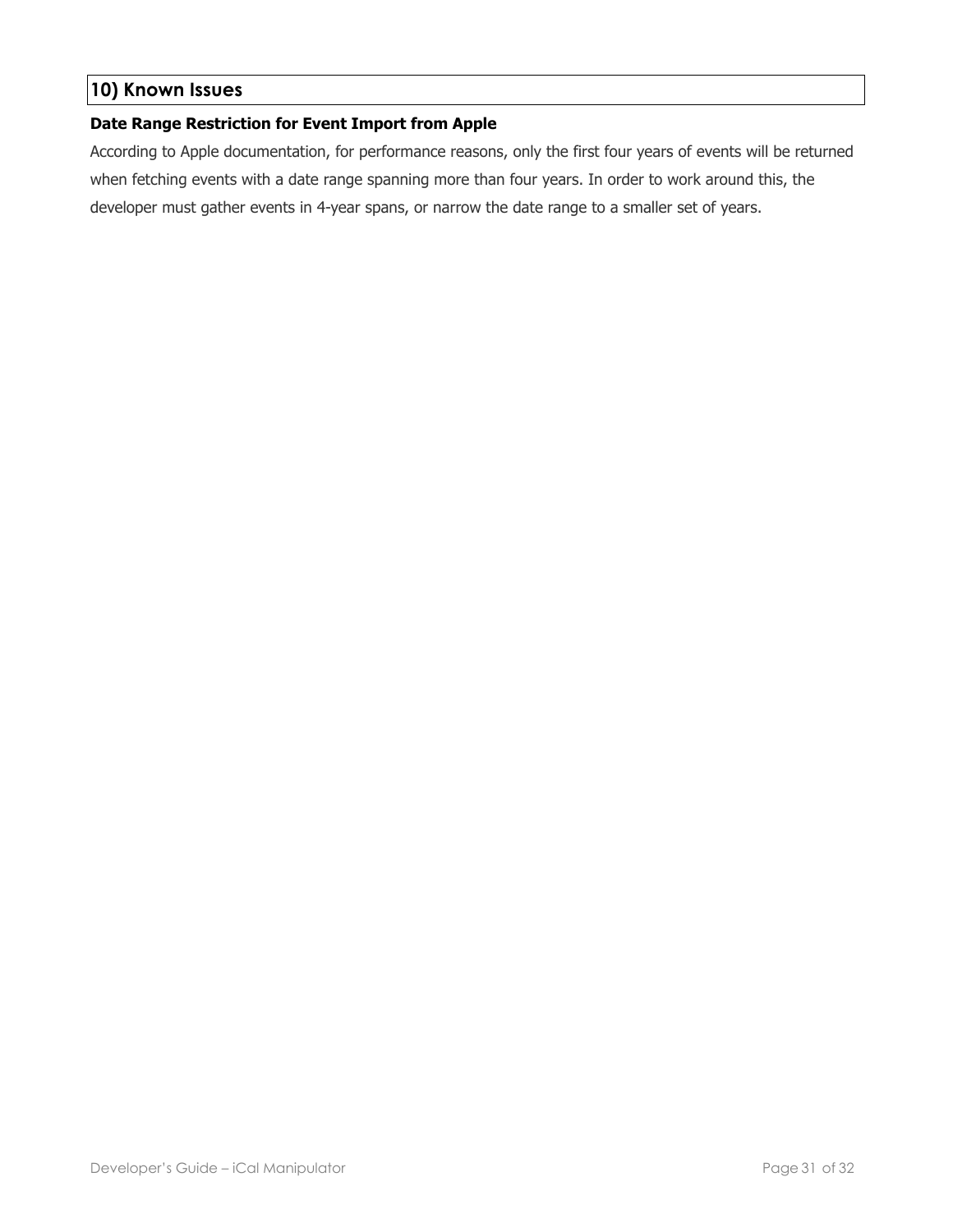## 10) Known Issues

**Date Range Restriction for Event Import from Apple**

According to Apple documentation, for performance reasons, only the first four years of events will be returned when fetching events with a date range spanning more than four years. In order to work around this, the developer must gather events in 4-year spans, or narrow the date range to a smaller set of years.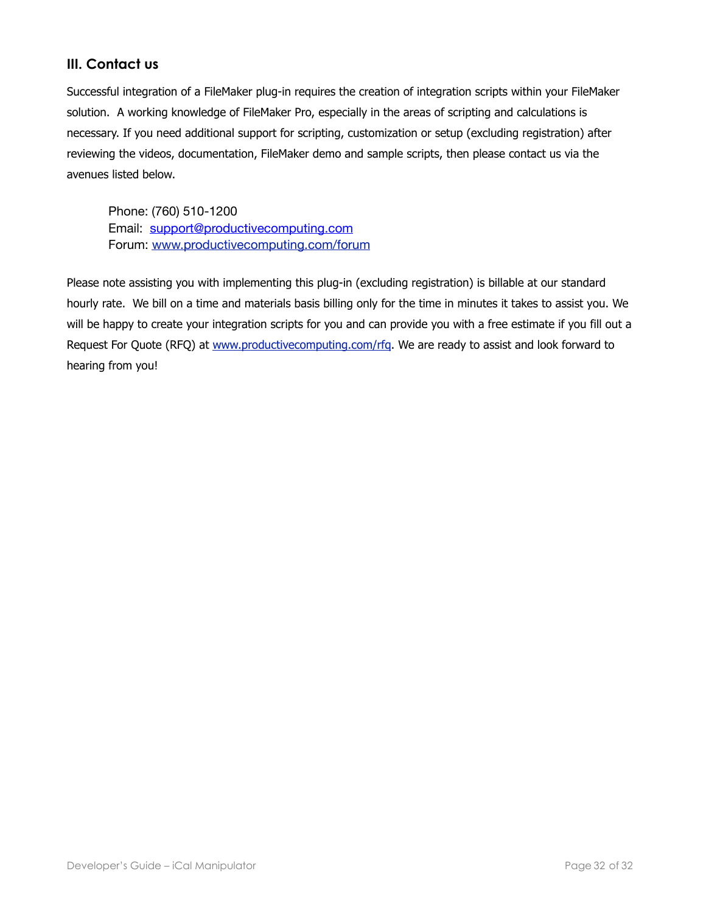## III. Contact us

Successful integration of a FileMaker plug-in requires the creation of integration scripts within your FileMaker solution. A working knowledge of FileMaker Pro, especially in the areas of scripting and calculations is necessary. If you need additional support for scripting, customization or setup (excluding registration) after reviewing the videos, documentation, FileMaker demo and sample scripts, then please contact us via the avenues listed below.

Phone: (760) 510-1200
Email: [support@productivecomputing.com](mailto:support@productivecomputing.com)
Forum: [www.productivecomputing.com/forum](http://www.productivecomputing.com/forum)

Please note assisting you with implementing this plug-in (excluding registration) is billable at our standard hourly rate. We bill on a time and materials basis billing only for the time in minutes it takes to assist you. We will be happy to create your integration scripts for you and can provide you with a free estimate if you fill out a Request For Quote (RFQ) at [www.productivecomputing.com/rfq](http://www.productivecomputing.com/rfq). We are ready to assist and look forward to hearing from you!